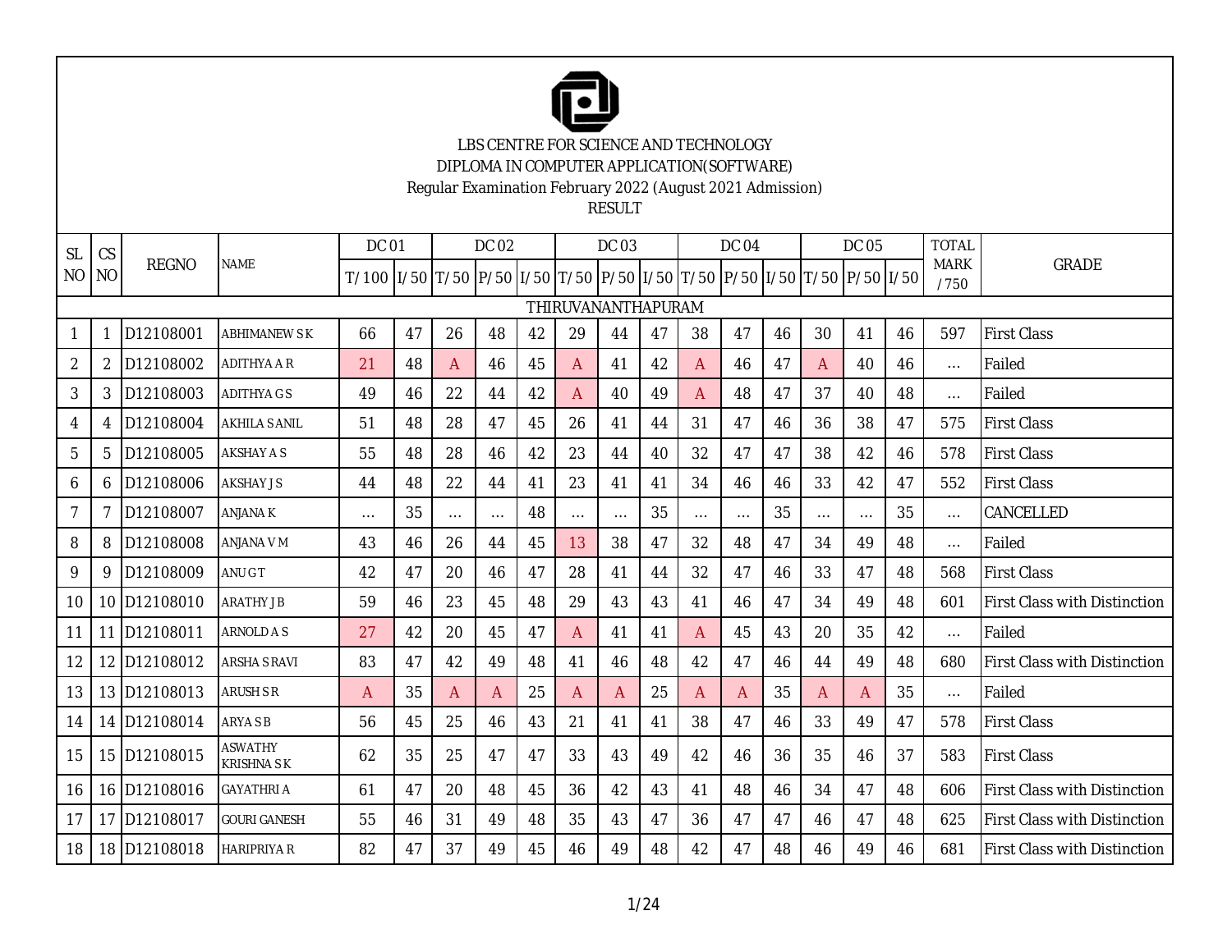LBS CENTRE FOR SCIENCE AND TECHNOLOGY

DIPLOMA IN COMPUTER APPLICATION(SOFTWARE)

Regular Examination February 2022 (August 2021 Admission)

RESULT

| SL NO | CS NO | REGNO | NAME | DC 01 | | DC 02 | | | DC 03 | | | DC 04 | | | DC 05 | | | TOTAL MARK / 750 | GRADE |
|---|---|---|---|---|---|---|---|---|---|---|---|---|---|---|---|---|---|---|---|
| | | | | T/ 100 | I/ 50 | T/ 50 | P/ 50 | I/ 50 | T/ 50 | P/ 50 | I/ 50 | T/ 50 | P/ 50 | I/ 50 | T/ 50 | P/ 50 | I/ 50 | | |
| THIRUVANANTHAPURAM | | | | | | | | | | | | | | | | | | | |
| 1 | 1 | D12108001 | ABHIMANEW S K | 66 | 47 | 26 | 48 | 42 | 29 | 44 | 47 | 38 | 47 | 46 | 30 | 41 | 46 | 597 | First Class |
| 2 | 2 | D12108002 | ADITHYA A R | 21 | 48 | A | 46 | 45 | A | 41 | 42 | A | 46 | 47 | A | 40 | 46 | ... | Failed |
| 3 | 3 | D12108003 | ADITHYA G S | 49 | 46 | 22 | 44 | 42 | A | 40 | 49 | A | 48 | 47 | 37 | 40 | 48 | ... | Failed |
| 4 | 4 | D12108004 | AKHILA S ANIL | 51 | 48 | 28 | 47 | 45 | 26 | 41 | 44 | 31 | 47 | 46 | 36 | 38 | 47 | 575 | First Class |
| 5 | 5 | D12108005 | AKSHAY A S | 55 | 48 | 28 | 46 | 42 | 23 | 44 | 40 | 32 | 47 | 47 | 38 | 42 | 46 | 578 | First Class |
| 6 | 6 | D12108006 | AKSHAY J S | 44 | 48 | 22 | 44 | 41 | 23 | 41 | 41 | 34 | 46 | 46 | 33 | 42 | 47 | 552 | First Class |
| 7 | 7 | D12108007 | ANJANA K | ... | 35 | ... | ... | 48 | ... | ... | 35 | ... | ... | 35 | ... | ... | 35 | ... | CANCELLED |
| 8 | 8 | D12108008 | ANJANA V M | 43 | 46 | 26 | 44 | 45 | 13 | 38 | 47 | 32 | 48 | 47 | 34 | 49 | 48 | ... | Failed |
| 9 | 9 | D12108009 | ANU G T | 42 | 47 | 20 | 46 | 47 | 28 | 41 | 44 | 32 | 47 | 46 | 33 | 47 | 48 | 568 | First Class |
| 10 | 10 | D12108010 | ARATHY J B | 59 | 46 | 23 | 45 | 48 | 29 | 43 | 43 | 41 | 46 | 47 | 34 | 49 | 48 | 601 | First Class with Distinction |
| 11 | 11 | D12108011 | ARNOLD A S | 27 | 42 | 20 | 45 | 47 | A | 41 | 41 | A | 45 | 43 | 20 | 35 | 42 | ... | Failed |
| 12 | 12 | D12108012 | ARSHA S RAVI | 83 | 47 | 42 | 49 | 48 | 41 | 46 | 48 | 42 | 47 | 46 | 44 | 49 | 48 | 680 | First Class with Distinction |
| 13 | 13 | D12108013 | ARUSH S R | A | 35 | A | A | 25 | A | A | 25 | A | A | 35 | A | A | 35 | ... | Failed |
| 14 | 14 | D12108014 | ARYA S B | 56 | 45 | 25 | 46 | 43 | 21 | 41 | 41 | 38 | 47 | 46 | 33 | 49 | 47 | 578 | First Class |
| 15 | 15 | D12108015 | ASWATHY KRISHNA S K | 62 | 35 | 25 | 47 | 47 | 33 | 43 | 49 | 42 | 46 | 36 | 35 | 46 | 37 | 583 | First Class |
| 16 | 16 | D12108016 | GAYATHRI A | 61 | 47 | 20 | 48 | 45 | 36 | 42 | 43 | 41 | 48 | 46 | 34 | 47 | 48 | 606 | First Class with Distinction |
| 17 | 17 | D12108017 | GOURI GANESH | 55 | 46 | 31 | 49 | 48 | 35 | 43 | 47 | 36 | 47 | 47 | 46 | 47 | 48 | 625 | First Class with Distinction |
| 18 | 18 | D12108018 | HARIPRIYA R | 82 | 47 | 37 | 49 | 45 | 46 | 49 | 48 | 42 | 47 | 48 | 46 | 49 | 46 | 681 | First Class with Distinction |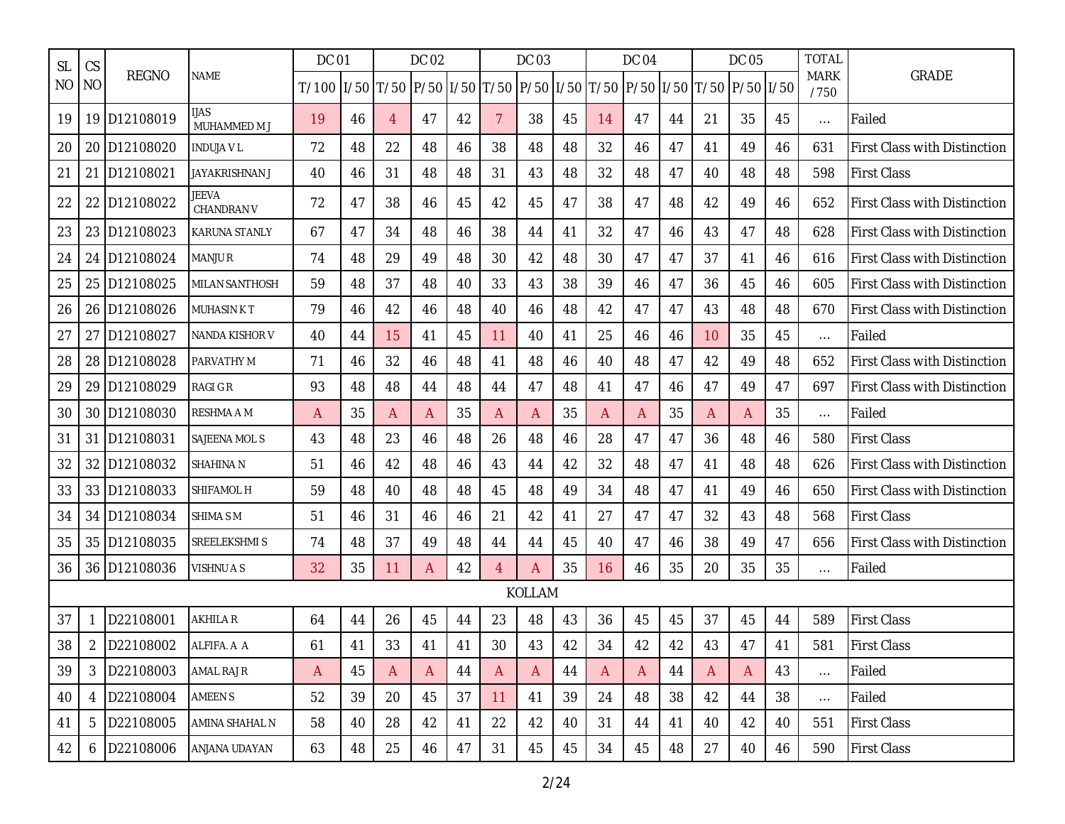| SL NO | CS NO | REGNO | NAME | DC 01 | | DC 02 | | | DC 03 | | | DC 04 | | | DC 05 | | | TOTAL MARK / 750 | GRADE |
|---|---|---|---|---|---|---|---|---|---|---|---|---|---|---|---|---|---|---|---|
| | | | | T/ 100 | I/ 50 | T/ 50 | P/ 50 | I/ 50 | T/ 50 | P/ 50 | I/ 50 | T/ 50 | P/ 50 | I/ 50 | T/ 50 | P/ 50 | I/ 50 | | |
| 19 | 19 | D12108019 | IJAS MUHAMMED M J | 19 | 46 | 4 | 47 | 42 | 7 | 38 | 45 | 14 | 47 | 44 | 21 | 35 | 45 | ... | Failed |
| 20 | 20 | D12108020 | INDUJA V L | 72 | 48 | 22 | 48 | 46 | 38 | 48 | 48 | 32 | 46 | 47 | 41 | 49 | 46 | 631 | First Class with Distinction |
| 21 | 21 | D12108021 | JAYAKRISHNAN J | 40 | 46 | 31 | 48 | 48 | 31 | 43 | 48 | 32 | 48 | 47 | 40 | 48 | 48 | 598 | First Class |
| 22 | 22 | D12108022 | JEEVA CHANDRAN V | 72 | 47 | 38 | 46 | 45 | 42 | 45 | 47 | 38 | 47 | 48 | 42 | 49 | 46 | 652 | First Class with Distinction |
| 23 | 23 | D12108023 | KARUNA STANLY | 67 | 47 | 34 | 48 | 46 | 38 | 44 | 41 | 32 | 47 | 46 | 43 | 47 | 48 | 628 | First Class with Distinction |
| 24 | 24 | D12108024 | MANJU R | 74 | 48 | 29 | 49 | 48 | 30 | 42 | 48 | 30 | 47 | 47 | 37 | 41 | 46 | 616 | First Class with Distinction |
| 25 | 25 | D12108025 | MILAN SANTHOSH | 59 | 48 | 37 | 48 | 40 | 33 | 43 | 38 | 39 | 46 | 47 | 36 | 45 | 46 | 605 | First Class with Distinction |
| 26 | 26 | D12108026 | MUHASIN K T | 79 | 46 | 42 | 46 | 48 | 40 | 46 | 48 | 42 | 47 | 47 | 43 | 48 | 48 | 670 | First Class with Distinction |
| 27 | 27 | D12108027 | NANDA KISHOR V | 40 | 44 | 15 | 41 | 45 | 11 | 40 | 41 | 25 | 46 | 46 | 10 | 35 | 45 | ... | Failed |
| 28 | 28 | D12108028 | PARVATHY M | 71 | 46 | 32 | 46 | 48 | 41 | 48 | 46 | 40 | 48 | 47 | 42 | 49 | 48 | 652 | First Class with Distinction |
| 29 | 29 | D12108029 | RAGI G R | 93 | 48 | 48 | 44 | 48 | 44 | 47 | 48 | 41 | 47 | 46 | 47 | 49 | 47 | 697 | First Class with Distinction |
| 30 | 30 | D12108030 | RESHMA A M | A | 35 | A | A | 35 | A | A | 35 | A | A | 35 | A | A | 35 | ... | Failed |
| 31 | 31 | D12108031 | SAJEENA MOL S | 43 | 48 | 23 | 46 | 48 | 26 | 48 | 46 | 28 | 47 | 47 | 36 | 48 | 46 | 580 | First Class |
| 32 | 32 | D12108032 | SHAHINA N | 51 | 46 | 42 | 48 | 46 | 43 | 44 | 42 | 32 | 48 | 47 | 41 | 48 | 48 | 626 | First Class with Distinction |
| 33 | 33 | D12108033 | SHIFAMOL H | 59 | 48 | 40 | 48 | 48 | 45 | 48 | 49 | 34 | 48 | 47 | 41 | 49 | 46 | 650 | First Class with Distinction |
| 34 | 34 | D12108034 | SHIMA S M | 51 | 46 | 31 | 46 | 46 | 21 | 42 | 41 | 27 | 47 | 47 | 32 | 43 | 48 | 568 | First Class |
| 35 | 35 | D12108035 | SREELEKSHMI S | 74 | 48 | 37 | 49 | 48 | 44 | 44 | 45 | 40 | 47 | 46 | 38 | 49 | 47 | 656 | First Class with Distinction |
| 36 | 36 | D12108036 | VISHNU A S | 32 | 35 | 11 | A | 42 | 4 | A | 35 | 16 | 46 | 35 | 20 | 35 | 35 | ... | Failed |
| KOLLAM | | | | | | | | | | | | | | | | | | | |
| 37 | 1 | D22108001 | AKHILA R | 64 | 44 | 26 | 45 | 44 | 23 | 48 | 43 | 36 | 45 | 45 | 37 | 45 | 44 | 589 | First Class |
| 38 | 2 | D22108002 | ALFIFA. A A | 61 | 41 | 33 | 41 | 41 | 30 | 43 | 42 | 34 | 42 | 42 | 43 | 47 | 41 | 581 | First Class |
| 39 | 3 | D22108003 | AMAL RAJ R | A | 45 | A | A | 44 | A | A | 44 | A | A | 44 | A | A | 43 | ... | Failed |
| 40 | 4 | D22108004 | AMEEN S | 52 | 39 | 20 | 45 | 37 | 11 | 41 | 39 | 24 | 48 | 38 | 42 | 44 | 38 | ... | Failed |
| 41 | 5 | D22108005 | AMINA SHAHAL N | 58 | 40 | 28 | 42 | 41 | 22 | 42 | 40 | 31 | 44 | 41 | 40 | 42 | 40 | 551 | First Class |
| 42 | 6 | D22108006 | ANJANA UDAYAN | 63 | 48 | 25 | 46 | 47 | 31 | 45 | 45 | 34 | 45 | 48 | 27 | 40 | 46 | 590 | First Class |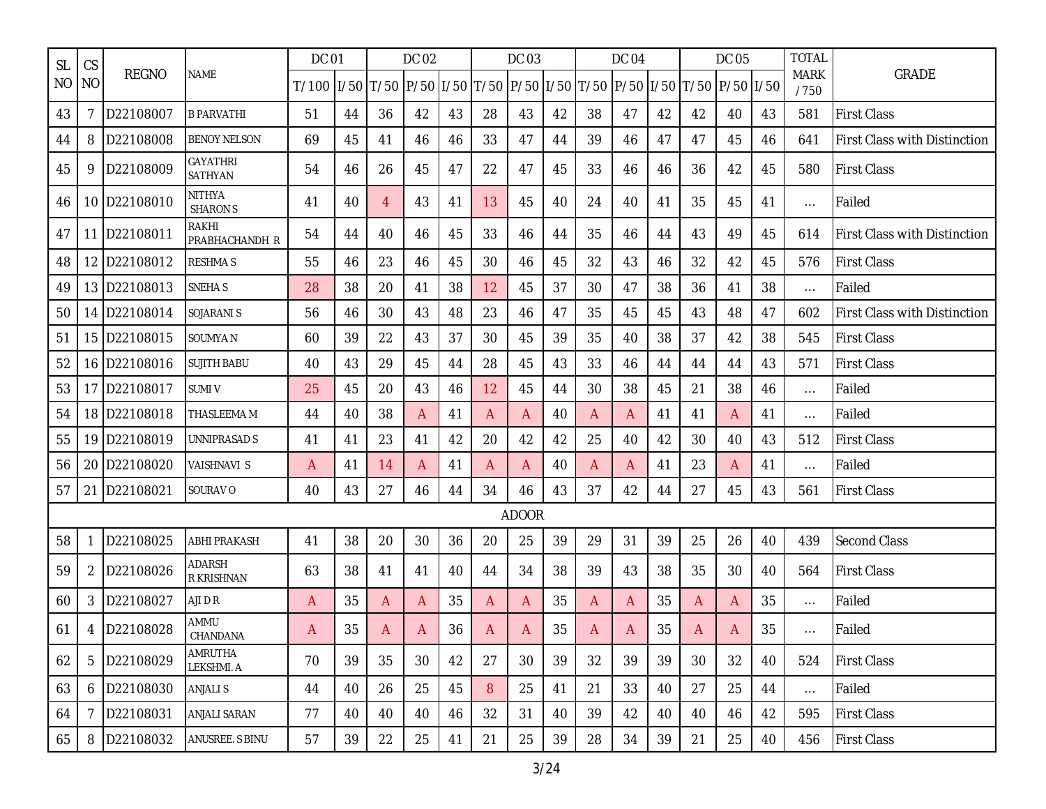| SL NO | CS NO | REGNO | NAME | DC 01 | | DC 02 | | | DC 03 | | | DC 04 | | | DC 05 | | | TOTAL MARK / 750 | GRADE |
|---|---|---|---|---|---|---|---|---|---|---|---|---|---|---|---|---|---|---|---|
| | | | | T/ 100 | I/ 50 | T/ 50 | P/ 50 | I/ 50 | T/ 50 | P/ 50 | I/ 50 | T/ 50 | P/ 50 | I/ 50 | T/ 50 | P/ 50 | I/ 50 | | |
| 43 | 7 | D22108007 | B PARVATHI | 51 | 44 | 36 | 42 | 43 | 28 | 43 | 42 | 38 | 47 | 42 | 42 | 40 | 43 | 581 | First Class |
| 44 | 8 | D22108008 | BENOY NELSON | 69 | 45 | 41 | 46 | 46 | 33 | 47 | 44 | 39 | 46 | 47 | 47 | 45 | 46 | 641 | First Class with Distinction |
| 45 | 9 | D22108009 | GAYATHRI SATHYAN | 54 | 46 | 26 | 45 | 47 | 22 | 47 | 45 | 33 | 46 | 46 | 36 | 42 | 45 | 580 | First Class |
| 46 | 10 | D22108010 | NITHYA SHARON S | 41 | 40 | 4 | 43 | 41 | 13 | 45 | 40 | 24 | 40 | 41 | 35 | 45 | 41 | ... | Failed |
| 47 | 11 | D22108011 | RAKHI PRABHACHANDH R | 54 | 44 | 40 | 46 | 45 | 33 | 46 | 44 | 35 | 46 | 44 | 43 | 49 | 45 | 614 | First Class with Distinction |
| 48 | 12 | D22108012 | RESHMA S | 55 | 46 | 23 | 46 | 45 | 30 | 46 | 45 | 32 | 43 | 46 | 32 | 42 | 45 | 576 | First Class |
| 49 | 13 | D22108013 | SNEHA S | 28 | 38 | 20 | 41 | 38 | 12 | 45 | 37 | 30 | 47 | 38 | 36 | 41 | 38 | ... | Failed |
| 50 | 14 | D22108014 | SOJARANI S | 56 | 46 | 30 | 43 | 48 | 23 | 46 | 47 | 35 | 45 | 45 | 43 | 48 | 47 | 602 | First Class with Distinction |
| 51 | 15 | D22108015 | SOUMYA N | 60 | 39 | 22 | 43 | 37 | 30 | 45 | 39 | 35 | 40 | 38 | 37 | 42 | 38 | 545 | First Class |
| 52 | 16 | D22108016 | SUJITH BABU | 40 | 43 | 29 | 45 | 44 | 28 | 45 | 43 | 33 | 46 | 44 | 44 | 44 | 43 | 571 | First Class |
| 53 | 17 | D22108017 | SUMI V | 25 | 45 | 20 | 43 | 46 | 12 | 45 | 44 | 30 | 38 | 45 | 21 | 38 | 46 | ... | Failed |
| 54 | 18 | D22108018 | THASLEEMA M | 44 | 40 | 38 | A | 41 | A | A | 40 | A | A | 41 | 41 | A | 41 | ... | Failed |
| 55 | 19 | D22108019 | UNNIPRASAD S | 41 | 41 | 23 | 41 | 42 | 20 | 42 | 42 | 25 | 40 | 42 | 30 | 40 | 43 | 512 | First Class |
| 56 | 20 | D22108020 | VAISHNAVI S | A | 41 | 14 | A | 41 | A | A | 40 | A | A | 41 | 23 | A | 41 | ... | Failed |
| 57 | 21 | D22108021 | SOURAV O | 40 | 43 | 27 | 46 | 44 | 34 | 46 | 43 | 37 | 42 | 44 | 27 | 45 | 43 | 561 | First Class |
| ADOOR | | | | | | | | | | | | | | | | | | | |
| 58 | 1 | D22108025 | ABHI PRAKASH | 41 | 38 | 20 | 30 | 36 | 20 | 25 | 39 | 29 | 31 | 39 | 25 | 26 | 40 | 439 | Second Class |
| 59 | 2 | D22108026 | ADARSH R KRISHNAN | 63 | 38 | 41 | 41 | 40 | 44 | 34 | 38 | 39 | 43 | 38 | 35 | 30 | 40 | 564 | First Class |
| 60 | 3 | D22108027 | AJI D R | A | 35 | A | A | 35 | A | A | 35 | A | A | 35 | A | A | 35 | ... | Failed |
| 61 | 4 | D22108028 | AMMU CHANDANA | A | 35 | A | A | 36 | A | A | 35 | A | A | 35 | A | A | 35 | ... | Failed |
| 62 | 5 | D22108029 | AMRUTHA LEKSHMI. A | 70 | 39 | 35 | 30 | 42 | 27 | 30 | 39 | 32 | 39 | 39 | 30 | 32 | 40 | 524 | First Class |
| 63 | 6 | D22108030 | ANJALI S | 44 | 40 | 26 | 25 | 45 | 8 | 25 | 41 | 21 | 33 | 40 | 27 | 25 | 44 | ... | Failed |
| 64 | 7 | D22108031 | ANJALI SARAN | 77 | 40 | 40 | 40 | 46 | 32 | 31 | 40 | 39 | 42 | 40 | 40 | 46 | 42 | 595 | First Class |
| 65 | 8 | D22108032 | ANUSREE. S BINU | 57 | 39 | 22 | 25 | 41 | 21 | 25 | 39 | 28 | 34 | 39 | 21 | 25 | 40 | 456 | First Class |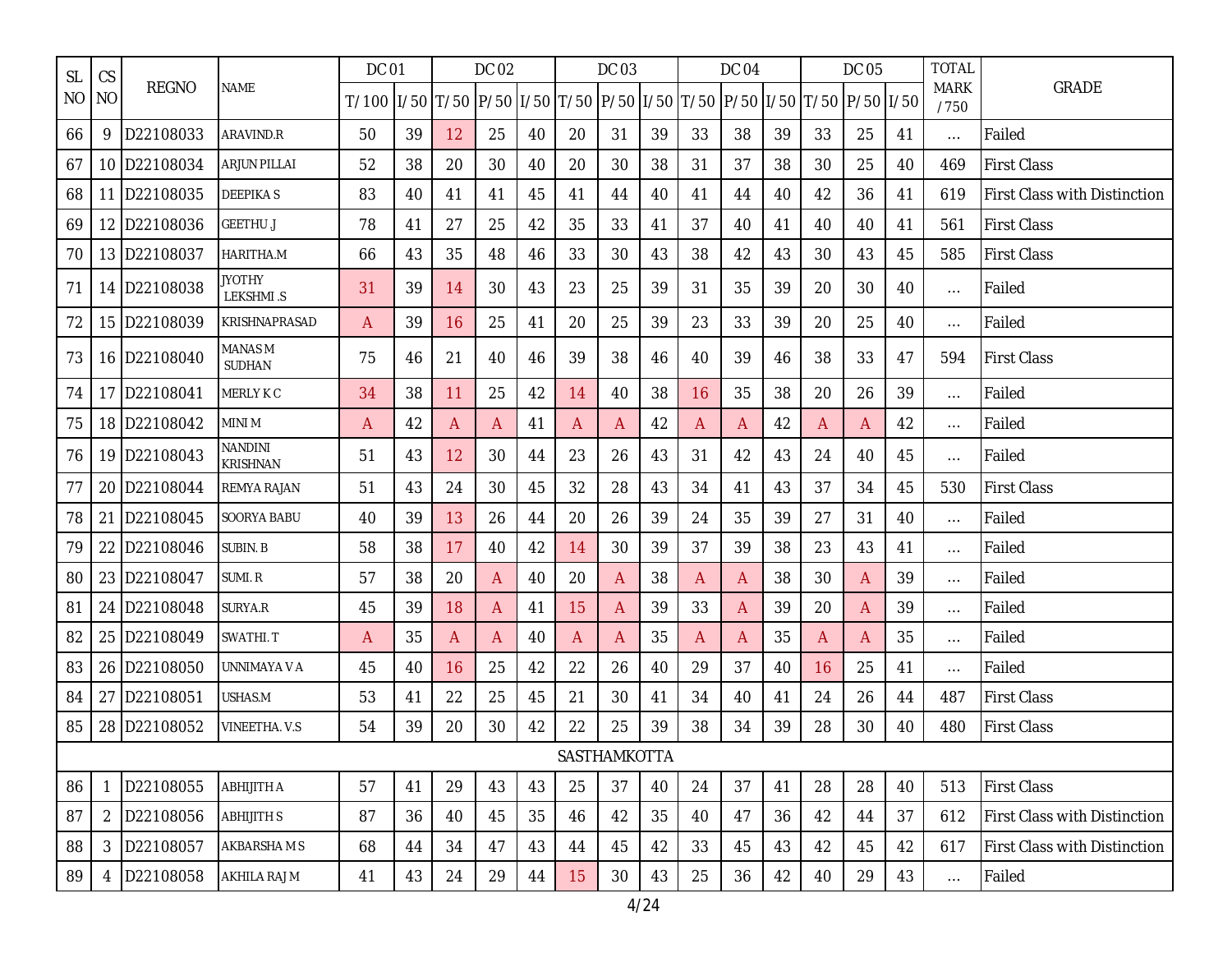| SL NO | CS NO | REGNO | NAME | DC 01 | | DC 02 | | | DC 03 | | | DC 04 | | | DC 05 | | | TOTAL MARK / 750 | GRADE |
|---|---|---|---|---|---|---|---|---|---|---|---|---|---|---|---|---|---|---|---|
| | | | | T/ 100 | I/ 50 | T/ 50 | P/ 50 | I/ 50 | T/ 50 | P/ 50 | I/ 50 | T/ 50 | P/ 50 | I/ 50 | T/ 50 | P/ 50 | I/ 50 | | |
| 66 | 9 | D22108033 | ARAVIND.R | 50 | 39 | 12 | 25 | 40 | 20 | 31 | 39 | 33 | 38 | 39 | 33 | 25 | 41 | ... | Failed |
| 67 | 10 | D22108034 | ARJUN PILLAI | 52 | 38 | 20 | 30 | 40 | 20 | 30 | 38 | 31 | 37 | 38 | 30 | 25 | 40 | 469 | First Class |
| 68 | 11 | D22108035 | DEEPIKA S | 83 | 40 | 41 | 41 | 45 | 41 | 44 | 40 | 41 | 44 | 40 | 42 | 36 | 41 | 619 | First Class with Distinction |
| 69 | 12 | D22108036 | GEETHU .J | 78 | 41 | 27 | 25 | 42 | 35 | 33 | 41 | 37 | 40 | 41 | 40 | 40 | 41 | 561 | First Class |
| 70 | 13 | D22108037 | HARITHA.M | 66 | 43 | 35 | 48 | 46 | 33 | 30 | 43 | 38 | 42 | 43 | 30 | 43 | 45 | 585 | First Class |
| 71 | 14 | D22108038 | JYOTHY LEKSHMI .S | 31 | 39 | 14 | 30 | 43 | 23 | 25 | 39 | 31 | 35 | 39 | 20 | 30 | 40 | ... | Failed |
| 72 | 15 | D22108039 | KRISHNAPRASAD | A | 39 | 16 | 25 | 41 | 20 | 25 | 39 | 23 | 33 | 39 | 20 | 25 | 40 | ... | Failed |
| 73 | 16 | D22108040 | MANAS M SUDHAN | 75 | 46 | 21 | 40 | 46 | 39 | 38 | 46 | 40 | 39 | 46 | 38 | 33 | 47 | 594 | First Class |
| 74 | 17 | D22108041 | MERLY K C | 34 | 38 | 11 | 25 | 42 | 14 | 40 | 38 | 16 | 35 | 38 | 20 | 26 | 39 | ... | Failed |
| 75 | 18 | D22108042 | MINI M | A | 42 | A | A | 41 | A | A | 42 | A | A | 42 | A | A | 42 | ... | Failed |
| 76 | 19 | D22108043 | NANDINI KRISHNAN | 51 | 43 | 12 | 30 | 44 | 23 | 26 | 43 | 31 | 42 | 43 | 24 | 40 | 45 | ... | Failed |
| 77 | 20 | D22108044 | REMYA RAJAN | 51 | 43 | 24 | 30 | 45 | 32 | 28 | 43 | 34 | 41 | 43 | 37 | 34 | 45 | 530 | First Class |
| 78 | 21 | D22108045 | SOORYA BABU | 40 | 39 | 13 | 26 | 44 | 20 | 26 | 39 | 24 | 35 | 39 | 27 | 31 | 40 | ... | Failed |
| 79 | 22 | D22108046 | SUBIN. B | 58 | 38 | 17 | 40 | 42 | 14 | 30 | 39 | 37 | 39 | 38 | 23 | 43 | 41 | ... | Failed |
| 80 | 23 | D22108047 | SUMI. R | 57 | 38 | 20 | A | 40 | 20 | A | 38 | A | A | 38 | 30 | A | 39 | ... | Failed |
| 81 | 24 | D22108048 | SURYA.R | 45 | 39 | 18 | A | 41 | 15 | A | 39 | 33 | A | 39 | 20 | A | 39 | ... | Failed |
| 82 | 25 | D22108049 | SWATHI. T | A | 35 | A | A | 40 | A | A | 35 | A | A | 35 | A | A | 35 | ... | Failed |
| 83 | 26 | D22108050 | UNNIMAYA V A | 45 | 40 | 16 | 25 | 42 | 22 | 26 | 40 | 29 | 37 | 40 | 16 | 25 | 41 | ... | Failed |
| 84 | 27 | D22108051 | USHAS.M | 53 | 41 | 22 | 25 | 45 | 21 | 30 | 41 | 34 | 40 | 41 | 24 | 26 | 44 | 487 | First Class |
| 85 | 28 | D22108052 | VINEETHA. V.S | 54 | 39 | 20 | 30 | 42 | 22 | 25 | 39 | 38 | 34 | 39 | 28 | 30 | 40 | 480 | First Class |
| | | | | | | | | | SASTHAMKOTTA | | | | | | | | | | |
| 86 | 1 | D22108055 | ABHIJITH A | 57 | 41 | 29 | 43 | 43 | 25 | 37 | 40 | 24 | 37 | 41 | 28 | 28 | 40 | 513 | First Class |
| 87 | 2 | D22108056 | ABHIJITH S | 87 | 36 | 40 | 45 | 35 | 46 | 42 | 35 | 40 | 47 | 36 | 42 | 44 | 37 | 612 | First Class with Distinction |
| 88 | 3 | D22108057 | AKBARSHA M S | 68 | 44 | 34 | 47 | 43 | 44 | 45 | 42 | 33 | 45 | 43 | 42 | 45 | 42 | 617 | First Class with Distinction |
| 89 | 4 | D22108058 | AKHILA RAJ M | 41 | 43 | 24 | 29 | 44 | 15 | 30 | 43 | 25 | 36 | 42 | 40 | 29 | 43 | ... | Failed |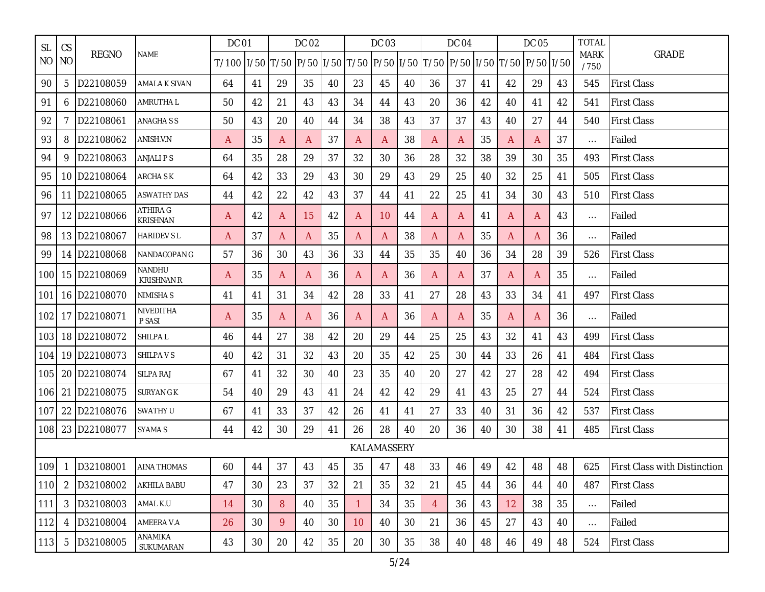| SL NO | CS NO | REGNO | NAME | DC 01 | | DC 02 | | | DC 03 | | | DC 04 | | | DC 05 | | | TOTAL MARK / 750 | GRADE |
|---|---|---|---|---|---|---|---|---|---|---|---|---|---|---|---|---|---|---|---|
| | | | | T/ 100 | I/ 50 | T/ 50 | P/ 50 | I/ 50 | T/ 50 | P/ 50 | I/ 50 | T/ 50 | P/ 50 | I/ 50 | T/ 50 | P/ 50 | I/ 50 | | |
| 90 | 5 | D22108059 | AMALA K SIVAN | 64 | 41 | 29 | 35 | 40 | 23 | 45 | 40 | 36 | 37 | 41 | 42 | 29 | 43 | 545 | First Class |
| 91 | 6 | D22108060 | AMRUTHA L | 50 | 42 | 21 | 43 | 43 | 34 | 44 | 43 | 20 | 36 | 42 | 40 | 41 | 42 | 541 | First Class |
| 92 | 7 | D22108061 | ANAGHA S S | 50 | 43 | 20 | 40 | 44 | 34 | 38 | 43 | 37 | 37 | 43 | 40 | 27 | 44 | 540 | First Class |
| 93 | 8 | D22108062 | ANISH.V.N | A | 35 | A | A | 37 | A | A | 38 | A | A | 35 | A | A | 37 | ... | Failed |
| 94 | 9 | D22108063 | ANJALI P S | 64 | 35 | 28 | 29 | 37 | 32 | 30 | 36 | 28 | 32 | 38 | 39 | 30 | 35 | 493 | First Class |
| 95 | 10 | D22108064 | ARCHA S K | 64 | 42 | 33 | 29 | 43 | 30 | 29 | 43 | 29 | 25 | 40 | 32 | 25 | 41 | 505 | First Class |
| 96 | 11 | D22108065 | ASWATHY DAS | 44 | 42 | 22 | 42 | 43 | 37 | 44 | 41 | 22 | 25 | 41 | 34 | 30 | 43 | 510 | First Class |
| 97 | 12 | D22108066 | ATHIRA G KRISHNAN | A | 42 | A | 15 | 42 | A | 10 | 44 | A | A | 41 | A | A | 43 | ... | Failed |
| 98 | 13 | D22108067 | HARIDEV S L | A | 37 | A | A | 35 | A | A | 38 | A | A | 35 | A | A | 36 | ... | Failed |
| 99 | 14 | D22108068 | NANDAGOPAN G | 57 | 36 | 30 | 43 | 36 | 33 | 44 | 35 | 35 | 40 | 36 | 34 | 28 | 39 | 526 | First Class |
| 100 | 15 | D22108069 | NANDHU KRISHNAN R | A | 35 | A | A | 36 | A | A | 36 | A | A | 37 | A | A | 35 | ... | Failed |
| 101 | 16 | D22108070 | NIMISHA S | 41 | 41 | 31 | 34 | 42 | 28 | 33 | 41 | 27 | 28 | 43 | 33 | 34 | 41 | 497 | First Class |
| 102 | 17 | D22108071 | NIVEDITHA P SASI | A | 35 | A | A | 36 | A | A | 36 | A | A | 35 | A | A | 36 | ... | Failed |
| 103 | 18 | D22108072 | SHILPA L | 46 | 44 | 27 | 38 | 42 | 20 | 29 | 44 | 25 | 25 | 43 | 32 | 41 | 43 | 499 | First Class |
| 104 | 19 | D22108073 | SHILPA V S | 40 | 42 | 31 | 32 | 43 | 20 | 35 | 42 | 25 | 30 | 44 | 33 | 26 | 41 | 484 | First Class |
| 105 | 20 | D22108074 | SILPA RAJ | 67 | 41 | 32 | 30 | 40 | 23 | 35 | 40 | 20 | 27 | 42 | 27 | 28 | 42 | 494 | First Class |
| 106 | 21 | D22108075 | SURYAN G K | 54 | 40 | 29 | 43 | 41 | 24 | 42 | 42 | 29 | 41 | 43 | 25 | 27 | 44 | 524 | First Class |
| 107 | 22 | D22108076 | SWATHY U | 67 | 41 | 33 | 37 | 42 | 26 | 41 | 41 | 27 | 33 | 40 | 31 | 36 | 42 | 537 | First Class |
| 108 | 23 | D22108077 | SYAMA S | 44 | 42 | 30 | 29 | 41 | 26 | 28 | 40 | 20 | 36 | 40 | 30 | 38 | 41 | 485 | First Class |
| KALAMASSERY | | | | | | | | | | | | | | | | | | | |
| 109 | 1 | D32108001 | AINA THOMAS | 60 | 44 | 37 | 43 | 45 | 35 | 47 | 48 | 33 | 46 | 49 | 42 | 48 | 48 | 625 | First Class with Distinction |
| 110 | 2 | D32108002 | AKHILA BABU | 47 | 30 | 23 | 37 | 32 | 21 | 35 | 32 | 21 | 45 | 44 | 36 | 44 | 40 | 487 | First Class |
| 111 | 3 | D32108003 | AMAL K.U | 14 | 30 | 8 | 40 | 35 | 1 | 34 | 35 | 4 | 36 | 43 | 12 | 38 | 35 | ... | Failed |
| 112 | 4 | D32108004 | AMEERA V.A | 26 | 30 | 9 | 40 | 30 | 10 | 40 | 30 | 21 | 36 | 45 | 27 | 43 | 40 | ... | Failed |
| 113 | 5 | D32108005 | ANAMIKA SUKUMARAN | 43 | 30 | 20 | 42 | 35 | 20 | 30 | 35 | 38 | 40 | 48 | 46 | 49 | 48 | 524 | First Class |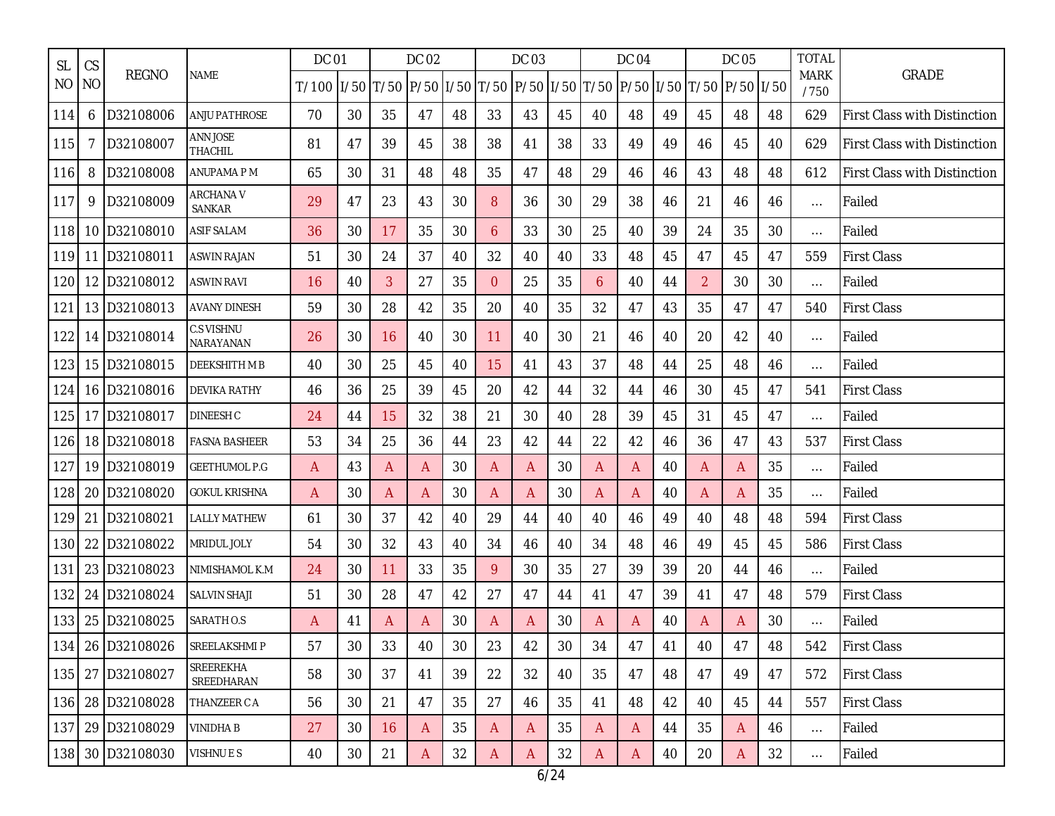| SL NO | CS NO | REGNO | NAME | DC 01 | | DC 02 | | | DC 03 | | | DC 04 | | | DC 05 | | | TOTAL MARK / 750 | GRADE |
|---|---|---|---|---|---|---|---|---|---|---|---|---|---|---|---|---|---|---|---|
| | | | | T/ 100 | I/ 50 | T/ 50 | P/ 50 | I/ 50 | T/ 50 | P/ 50 | I/ 50 | T/ 50 | P/ 50 | I/ 50 | T/ 50 | P/ 50 | I/ 50 | | |
| 114 | 6 | D32108006 | ANJU PATHROSE | 70 | 30 | 35 | 47 | 48 | 33 | 43 | 45 | 40 | 48 | 49 | 45 | 48 | 48 | 629 | First Class with Distinction |
| 115 | 7 | D32108007 | ANN JOSE THACHIL | 81 | 47 | 39 | 45 | 38 | 38 | 41 | 38 | 33 | 49 | 49 | 46 | 45 | 40 | 629 | First Class with Distinction |
| 116 | 8 | D32108008 | ANUPAMA P M | 65 | 30 | 31 | 48 | 48 | 35 | 47 | 48 | 29 | 46 | 46 | 43 | 48 | 48 | 612 | First Class with Distinction |
| 117 | 9 | D32108009 | ARCHANA V SANKAR | 29 | 47 | 23 | 43 | 30 | 8 | 36 | 30 | 29 | 38 | 46 | 21 | 46 | 46 | ... | Failed |
| 118 | 10 | D32108010 | ASIF SALAM | 36 | 30 | 17 | 35 | 30 | 6 | 33 | 30 | 25 | 40 | 39 | 24 | 35 | 30 | ... | Failed |
| 119 | 11 | D32108011 | ASWIN RAJAN | 51 | 30 | 24 | 37 | 40 | 32 | 40 | 40 | 33 | 48 | 45 | 47 | 45 | 47 | 559 | First Class |
| 120 | 12 | D32108012 | ASWIN RAVI | 16 | 40 | 3 | 27 | 35 | 0 | 25 | 35 | 6 | 40 | 44 | 2 | 30 | 30 | ... | Failed |
| 121 | 13 | D32108013 | AVANY DINESH | 59 | 30 | 28 | 42 | 35 | 20 | 40 | 35 | 32 | 47 | 43 | 35 | 47 | 47 | 540 | First Class |
| 122 | 14 | D32108014 | C.S VISHNU NARAYANAN | 26 | 30 | 16 | 40 | 30 | 11 | 40 | 30 | 21 | 46 | 40 | 20 | 42 | 40 | ... | Failed |
| 123 | 15 | D32108015 | DEEKSHITH M B | 40 | 30 | 25 | 45 | 40 | 15 | 41 | 43 | 37 | 48 | 44 | 25 | 48 | 46 | ... | Failed |
| 124 | 16 | D32108016 | DEVIKA RATHY | 46 | 36 | 25 | 39 | 45 | 20 | 42 | 44 | 32 | 44 | 46 | 30 | 45 | 47 | 541 | First Class |
| 125 | 17 | D32108017 | DINEESH C | 24 | 44 | 15 | 32 | 38 | 21 | 30 | 40 | 28 | 39 | 45 | 31 | 45 | 47 | ... | Failed |
| 126 | 18 | D32108018 | FASNA BASHEER | 53 | 34 | 25 | 36 | 44 | 23 | 42 | 44 | 22 | 42 | 46 | 36 | 47 | 43 | 537 | First Class |
| 127 | 19 | D32108019 | GEETHUMOL P.G | A | 43 | A | A | 30 | A | A | 30 | A | A | 40 | A | A | 35 | ... | Failed |
| 128 | 20 | D32108020 | GOKUL KRISHNA | A | 30 | A | A | 30 | A | A | 30 | A | A | 40 | A | A | 35 | ... | Failed |
| 129 | 21 | D32108021 | LALLY MATHEW | 61 | 30 | 37 | 42 | 40 | 29 | 44 | 40 | 40 | 46 | 49 | 40 | 48 | 48 | 594 | First Class |
| 130 | 22 | D32108022 | MRIDUL JOLY | 54 | 30 | 32 | 43 | 40 | 34 | 46 | 40 | 34 | 48 | 46 | 49 | 45 | 45 | 586 | First Class |
| 131 | 23 | D32108023 | NIMISHAMOL K.M | 24 | 30 | 11 | 33 | 35 | 9 | 30 | 35 | 27 | 39 | 39 | 20 | 44 | 46 | ... | Failed |
| 132 | 24 | D32108024 | SALVIN SHAJI | 51 | 30 | 28 | 47 | 42 | 27 | 47 | 44 | 41 | 47 | 39 | 41 | 47 | 48 | 579 | First Class |
| 133 | 25 | D32108025 | SARATH O.S | A | 41 | A | A | 30 | A | A | 30 | A | A | 40 | A | A | 30 | ... | Failed |
| 134 | 26 | D32108026 | SREELAKSHMI P | 57 | 30 | 33 | 40 | 30 | 23 | 42 | 30 | 34 | 47 | 41 | 40 | 47 | 48 | 542 | First Class |
| 135 | 27 | D32108027 | SREEREKHA SREEDHARAN | 58 | 30 | 37 | 41 | 39 | 22 | 32 | 40 | 35 | 47 | 48 | 47 | 49 | 47 | 572 | First Class |
| 136 | 28 | D32108028 | THANZEER C A | 56 | 30 | 21 | 47 | 35 | 27 | 46 | 35 | 41 | 48 | 42 | 40 | 45 | 44 | 557 | First Class |
| 137 | 29 | D32108029 | VINIDHA B | 27 | 30 | 16 | A | 35 | A | A | 35 | A | A | 44 | 35 | A | 46 | ... | Failed |
| 138 | 30 | D32108030 | VISHNU E S | 40 | 30 | 21 | A | 32 | A | A | 32 | A | A | 40 | 20 | A | 32 | ... | Failed |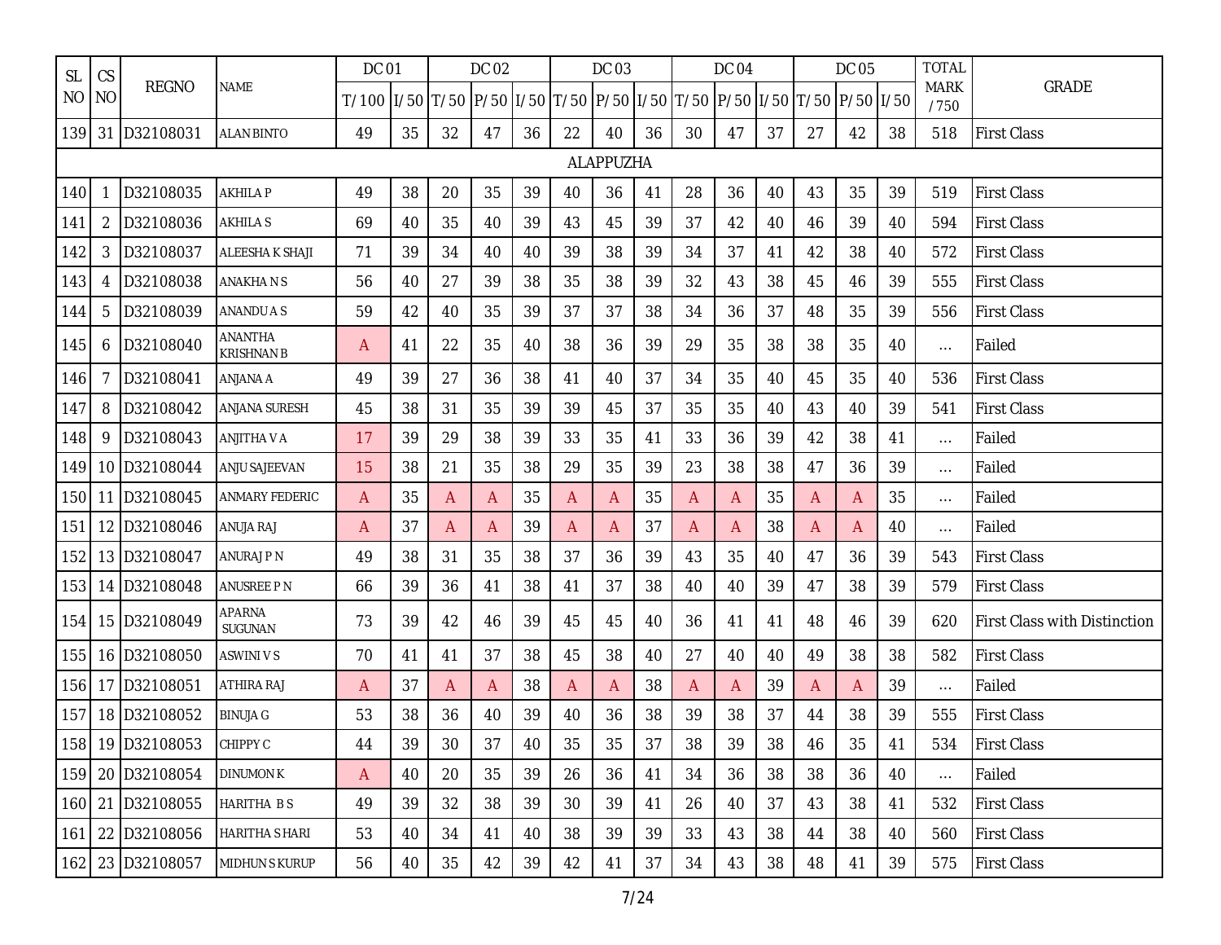| SL NO | CS NO | REGNO | NAME | DC 01 | | DC 02 | | | DC 03 | | | DC 04 | | | DC 05 | | | TOTAL MARK / 750 | GRADE |
|---|---|---|---|---|---|---|---|---|---|---|---|---|---|---|---|---|---|---|---|
| | | | | T/ 100 | I/ 50 | T/ 50 | P/ 50 | I/ 50 | T/ 50 | P/ 50 | I/ 50 | T/ 50 | P/ 50 | I/ 50 | T/ 50 | P/ 50 | I/ 50 | | |
| 139 | 31 | D32108031 | ALAN BINTO | 49 | 35 | 32 | 47 | 36 | 22 | 40 | 36 | 30 | 47 | 37 | 27 | 42 | 38 | 518 | First Class |
| ALAPPUZHA | | | | | | | | | | | | | | | | | | | |
| 140 | 1 | D32108035 | AKHILA P | 49 | 38 | 20 | 35 | 39 | 40 | 36 | 41 | 28 | 36 | 40 | 43 | 35 | 39 | 519 | First Class |
| 141 | 2 | D32108036 | AKHILA S | 69 | 40 | 35 | 40 | 39 | 43 | 45 | 39 | 37 | 42 | 40 | 46 | 39 | 40 | 594 | First Class |
| 142 | 3 | D32108037 | ALEESHA K SHAJI | 71 | 39 | 34 | 40 | 40 | 39 | 38 | 39 | 34 | 37 | 41 | 42 | 38 | 40 | 572 | First Class |
| 143 | 4 | D32108038 | ANAKHA N S | 56 | 40 | 27 | 39 | 38 | 35 | 38 | 39 | 32 | 43 | 38 | 45 | 46 | 39 | 555 | First Class |
| 144 | 5 | D32108039 | ANANDU A S | 59 | 42 | 40 | 35 | 39 | 37 | 37 | 38 | 34 | 36 | 37 | 48 | 35 | 39 | 556 | First Class |
| 145 | 6 | D32108040 | ANANTHA KRISHNAN B | A | 41 | 22 | 35 | 40 | 38 | 36 | 39 | 29 | 35 | 38 | 38 | 35 | 40 | ... | Failed |
| 146 | 7 | D32108041 | ANJANA A | 49 | 39 | 27 | 36 | 38 | 41 | 40 | 37 | 34 | 35 | 40 | 45 | 35 | 40 | 536 | First Class |
| 147 | 8 | D32108042 | ANJANA SURESH | 45 | 38 | 31 | 35 | 39 | 39 | 45 | 37 | 35 | 35 | 40 | 43 | 40 | 39 | 541 | First Class |
| 148 | 9 | D32108043 | ANJITHA V A | 17 | 39 | 29 | 38 | 39 | 33 | 35 | 41 | 33 | 36 | 39 | 42 | 38 | 41 | ... | Failed |
| 149 | 10 | D32108044 | ANJU SAJEEVAN | 15 | 38 | 21 | 35 | 38 | 29 | 35 | 39 | 23 | 38 | 38 | 47 | 36 | 39 | ... | Failed |
| 150 | 11 | D32108045 | ANMARY FEDERIC | A | 35 | A | A | 35 | A | A | 35 | A | A | 35 | A | A | 35 | ... | Failed |
| 151 | 12 | D32108046 | ANUJA RAJ | A | 37 | A | A | 39 | A | A | 37 | A | A | 38 | A | A | 40 | ... | Failed |
| 152 | 13 | D32108047 | ANURAJ P N | 49 | 38 | 31 | 35 | 38 | 37 | 36 | 39 | 43 | 35 | 40 | 47 | 36 | 39 | 543 | First Class |
| 153 | 14 | D32108048 | ANUSREE P N | 66 | 39 | 36 | 41 | 38 | 41 | 37 | 38 | 40 | 40 | 39 | 47 | 38 | 39 | 579 | First Class |
| 154 | 15 | D32108049 | APARNA SUGUNAN | 73 | 39 | 42 | 46 | 39 | 45 | 45 | 40 | 36 | 41 | 41 | 48 | 46 | 39 | 620 | First Class with Distinction |
| 155 | 16 | D32108050 | ASWINI V S | 70 | 41 | 41 | 37 | 38 | 45 | 38 | 40 | 27 | 40 | 40 | 49 | 38 | 38 | 582 | First Class |
| 156 | 17 | D32108051 | ATHIRA RAJ | A | 37 | A | A | 38 | A | A | 38 | A | A | 39 | A | A | 39 | ... | Failed |
| 157 | 18 | D32108052 | BINUJA G | 53 | 38 | 36 | 40 | 39 | 40 | 36 | 38 | 39 | 38 | 37 | 44 | 38 | 39 | 555 | First Class |
| 158 | 19 | D32108053 | CHIPPY C | 44 | 39 | 30 | 37 | 40 | 35 | 35 | 37 | 38 | 39 | 38 | 46 | 35 | 41 | 534 | First Class |
| 159 | 20 | D32108054 | DINUMON K | A | 40 | 20 | 35 | 39 | 26 | 36 | 41 | 34 | 36 | 38 | 38 | 36 | 40 | ... | Failed |
| 160 | 21 | D32108055 | HARITHA B S | 49 | 39 | 32 | 38 | 39 | 30 | 39 | 41 | 26 | 40 | 37 | 43 | 38 | 41 | 532 | First Class |
| 161 | 22 | D32108056 | HARITHA S HARI | 53 | 40 | 34 | 41 | 40 | 38 | 39 | 39 | 33 | 43 | 38 | 44 | 38 | 40 | 560 | First Class |
| 162 | 23 | D32108057 | MIDHUN S KURUP | 56 | 40 | 35 | 42 | 39 | 42 | 41 | 37 | 34 | 43 | 38 | 48 | 41 | 39 | 575 | First Class |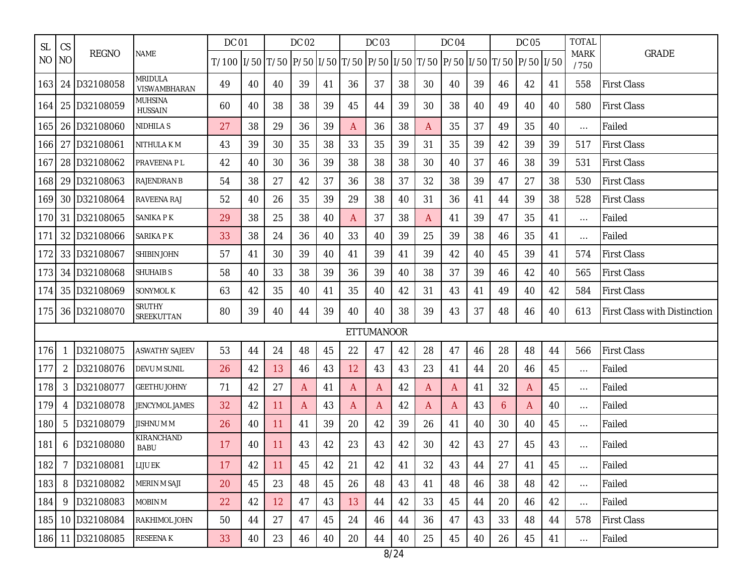| SL NO | CS NO | REGNO | NAME | DC 01 | | DC 02 | | | DC 03 | | | DC 04 | | | DC 05 | | | TOTAL MARK / 750 | GRADE |
|---|---|---|---|---|---|---|---|---|---|---|---|---|---|---|---|---|---|---|---|
| | | | | T/ 100 | I/ 50 | T/ 50 | P/ 50 | I/ 50 | T/ 50 | P/ 50 | I/ 50 | T/ 50 | P/ 50 | I/ 50 | T/ 50 | P/ 50 | I/ 50 | | |
| 163 | 24 | D32108058 | MRIDULA VISWAMBHARAN | 49 | 40 | 40 | 39 | 41 | 36 | 37 | 38 | 30 | 40 | 39 | 46 | 42 | 41 | 558 | First Class |
| 164 | 25 | D32108059 | MUHSINA HUSSAIN | 60 | 40 | 38 | 38 | 39 | 45 | 44 | 39 | 30 | 38 | 40 | 49 | 40 | 40 | 580 | First Class |
| 165 | 26 | D32108060 | NIDHILA S | 27 | 38 | 29 | 36 | 39 | A | 36 | 38 | A | 35 | 37 | 49 | 35 | 40 | ... | Failed |
| 166 | 27 | D32108061 | NITHULA K M | 43 | 39 | 30 | 35 | 38 | 33 | 35 | 39 | 31 | 35 | 39 | 42 | 39 | 39 | 517 | First Class |
| 167 | 28 | D32108062 | PRAVEENA P L | 42 | 40 | 30 | 36 | 39 | 38 | 38 | 38 | 30 | 40 | 37 | 46 | 38 | 39 | 531 | First Class |
| 168 | 29 | D32108063 | RAJENDRAN B | 54 | 38 | 27 | 42 | 37 | 36 | 38 | 37 | 32 | 38 | 39 | 47 | 27 | 38 | 530 | First Class |
| 169 | 30 | D32108064 | RAVEENA RAJ | 52 | 40 | 26 | 35 | 39 | 29 | 38 | 40 | 31 | 36 | 41 | 44 | 39 | 38 | 528 | First Class |
| 170 | 31 | D32108065 | SANIKA P K | 29 | 38 | 25 | 38 | 40 | A | 37 | 38 | A | 41 | 39 | 47 | 35 | 41 | ... | Failed |
| 171 | 32 | D32108066 | SARIKA P K | 33 | 38 | 24 | 36 | 40 | 33 | 40 | 39 | 25 | 39 | 38 | 46 | 35 | 41 | ... | Failed |
| 172 | 33 | D32108067 | SHIBIN JOHN | 57 | 41 | 30 | 39 | 40 | 41 | 39 | 41 | 39 | 42 | 40 | 45 | 39 | 41 | 574 | First Class |
| 173 | 34 | D32108068 | SHUHAIB S | 58 | 40 | 33 | 38 | 39 | 36 | 39 | 40 | 38 | 37 | 39 | 46 | 42 | 40 | 565 | First Class |
| 174 | 35 | D32108069 | SONYMOL K | 63 | 42 | 35 | 40 | 41 | 35 | 40 | 42 | 31 | 43 | 41 | 49 | 40 | 42 | 584 | First Class |
| 175 | 36 | D32108070 | SRUTHY SREEKUTTAN | 80 | 39 | 40 | 44 | 39 | 40 | 40 | 38 | 39 | 43 | 37 | 48 | 46 | 40 | 613 | First Class with Distinction |
| ETTUMANOOR | | | | | | | | | | | | | | | | | | | |
| 176 | 1 | D32108075 | ASWATHY SAJEEV | 53 | 44 | 24 | 48 | 45 | 22 | 47 | 42 | 28 | 47 | 46 | 28 | 48 | 44 | 566 | First Class |
| 177 | 2 | D32108076 | DEVU M SUNIL | 26 | 42 | 13 | 46 | 43 | 12 | 43 | 43 | 23 | 41 | 44 | 20 | 46 | 45 | ... | Failed |
| 178 | 3 | D32108077 | GEETHU JOHNY | 71 | 42 | 27 | A | 41 | A | A | 42 | A | A | 41 | 32 | A | 45 | ... | Failed |
| 179 | 4 | D32108078 | JENCYMOL JAMES | 32 | 42 | 11 | A | 43 | A | A | 42 | A | A | 43 | 6 | A | 40 | ... | Failed |
| 180 | 5 | D32108079 | JISHNU M M | 26 | 40 | 11 | 41 | 39 | 20 | 42 | 39 | 26 | 41 | 40 | 30 | 40 | 45 | ... | Failed |
| 181 | 6 | D32108080 | KIRANCHAND BABU | 17 | 40 | 11 | 43 | 42 | 23 | 43 | 42 | 30 | 42 | 43 | 27 | 45 | 43 | ... | Failed |
| 182 | 7 | D32108081 | LIJU E K | 17 | 42 | 11 | 45 | 42 | 21 | 42 | 41 | 32 | 43 | 44 | 27 | 41 | 45 | ... | Failed |
| 183 | 8 | D32108082 | MERIN M SAJI | 20 | 45 | 23 | 48 | 45 | 26 | 48 | 43 | 41 | 48 | 46 | 38 | 48 | 42 | ... | Failed |
| 184 | 9 | D32108083 | MOBIN M | 22 | 42 | 12 | 47 | 43 | 13 | 44 | 42 | 33 | 45 | 44 | 20 | 46 | 42 | ... | Failed |
| 185 | 10 | D32108084 | RAKHIMOL JOHN | 50 | 44 | 27 | 47 | 45 | 24 | 46 | 44 | 36 | 47 | 43 | 33 | 48 | 44 | 578 | First Class |
| 186 | 11 | D32108085 | RESEENA K | 33 | 40 | 23 | 46 | 40 | 20 | 44 | 40 | 25 | 45 | 40 | 26 | 45 | 41 | ... | Failed |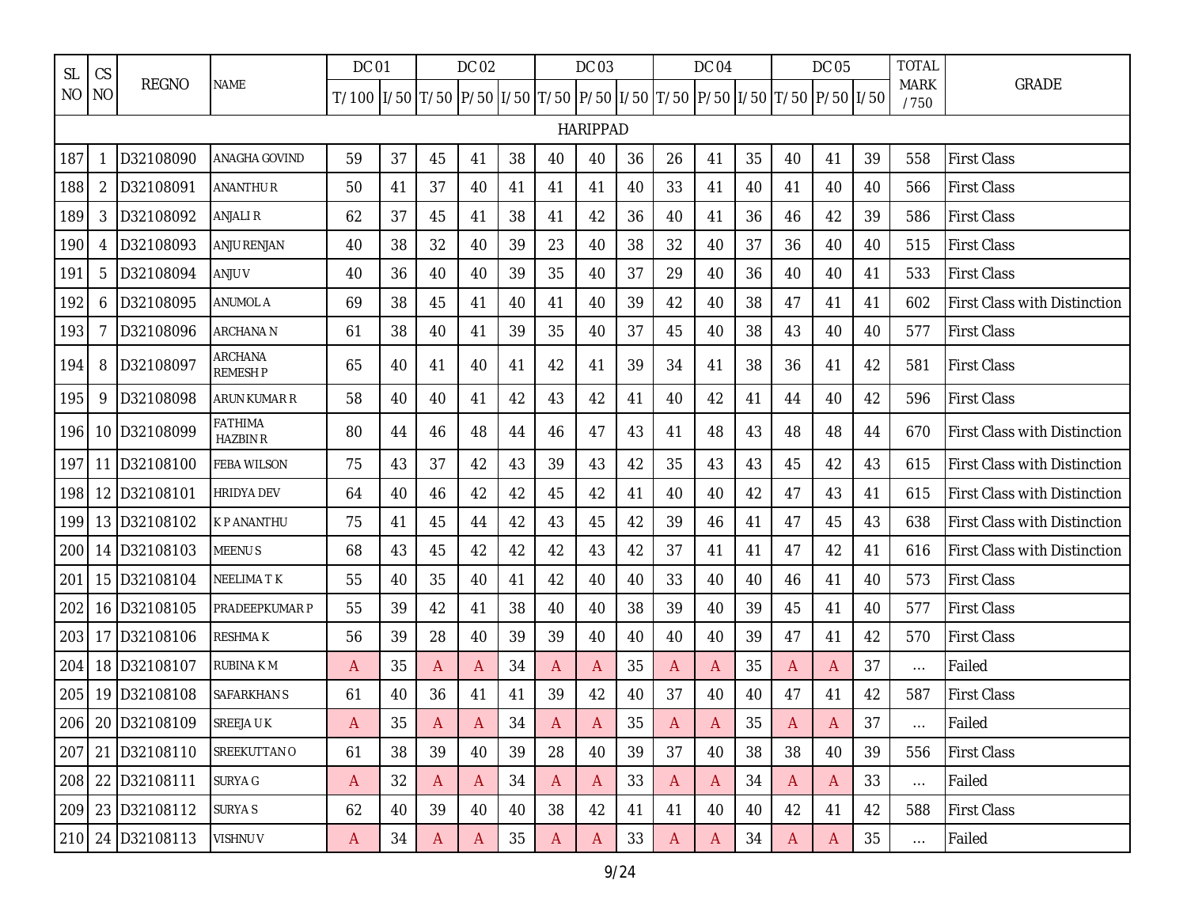| SL NO | CS NO | REGNO | NAME | DC 01 | | DC 02 | | | DC 03 | | | DC 04 | | | DC 05 | | | TOTAL MARK / 750 | GRADE |
|---|---|---|---|---|---|---|---|---|---|---|---|---|---|---|---|---|---|---|---|
| | | | | T/ 100 | I/ 50 | T/ 50 | P/ 50 | I/ 50 | T/ 50 | P/ 50 | I/ 50 | T/ 50 | P/ 50 | I/ 50 | T/ 50 | P/ 50 | I/ 50 | | |
| HARIPPAD | | | | | | | | | | | | | | | | | | | |
| 187 | 1 | D32108090 | ANAGHA GOVIND | 59 | 37 | 45 | 41 | 38 | 40 | 40 | 36 | 26 | 41 | 35 | 40 | 41 | 39 | 558 | First Class |
| 188 | 2 | D32108091 | ANANTHU R | 50 | 41 | 37 | 40 | 41 | 41 | 41 | 40 | 33 | 41 | 40 | 41 | 40 | 40 | 566 | First Class |
| 189 | 3 | D32108092 | ANJALI R | 62 | 37 | 45 | 41 | 38 | 41 | 42 | 36 | 40 | 41 | 36 | 46 | 42 | 39 | 586 | First Class |
| 190 | 4 | D32108093 | ANJU RENJAN | 40 | 38 | 32 | 40 | 39 | 23 | 40 | 38 | 32 | 40 | 37 | 36 | 40 | 40 | 515 | First Class |
| 191 | 5 | D32108094 | ANJU V | 40 | 36 | 40 | 40 | 39 | 35 | 40 | 37 | 29 | 40 | 36 | 40 | 40 | 41 | 533 | First Class |
| 192 | 6 | D32108095 | ANUMOL A | 69 | 38 | 45 | 41 | 40 | 41 | 40 | 39 | 42 | 40 | 38 | 47 | 41 | 41 | 602 | First Class with Distinction |
| 193 | 7 | D32108096 | ARCHANA N | 61 | 38 | 40 | 41 | 39 | 35 | 40 | 37 | 45 | 40 | 38 | 43 | 40 | 40 | 577 | First Class |
| 194 | 8 | D32108097 | ARCHANA REMESH P | 65 | 40 | 41 | 40 | 41 | 42 | 41 | 39 | 34 | 41 | 38 | 36 | 41 | 42 | 581 | First Class |
| 195 | 9 | D32108098 | ARUN KUMAR R | 58 | 40 | 40 | 41 | 42 | 43 | 42 | 41 | 40 | 42 | 41 | 44 | 40 | 42 | 596 | First Class |
| 196 | 10 | D32108099 | FATHIMA HAZBIN R | 80 | 44 | 46 | 48 | 44 | 46 | 47 | 43 | 41 | 48 | 43 | 48 | 48 | 44 | 670 | First Class with Distinction |
| 197 | 11 | D32108100 | FEBA WILSON | 75 | 43 | 37 | 42 | 43 | 39 | 43 | 42 | 35 | 43 | 43 | 45 | 42 | 43 | 615 | First Class with Distinction |
| 198 | 12 | D32108101 | HRIDYA DEV | 64 | 40 | 46 | 42 | 42 | 45 | 42 | 41 | 40 | 40 | 42 | 47 | 43 | 41 | 615 | First Class with Distinction |
| 199 | 13 | D32108102 | K P ANANTHU | 75 | 41 | 45 | 44 | 42 | 43 | 45 | 42 | 39 | 46 | 41 | 47 | 45 | 43 | 638 | First Class with Distinction |
| 200 | 14 | D32108103 | MEENU S | 68 | 43 | 45 | 42 | 42 | 42 | 43 | 42 | 37 | 41 | 41 | 47 | 42 | 41 | 616 | First Class with Distinction |
| 201 | 15 | D32108104 | NEELIMA T K | 55 | 40 | 35 | 40 | 41 | 42 | 40 | 40 | 33 | 40 | 40 | 46 | 41 | 40 | 573 | First Class |
| 202 | 16 | D32108105 | PRADEEPKUMAR P | 55 | 39 | 42 | 41 | 38 | 40 | 40 | 38 | 39 | 40 | 39 | 45 | 41 | 40 | 577 | First Class |
| 203 | 17 | D32108106 | RESHMA K | 56 | 39 | 28 | 40 | 39 | 39 | 40 | 40 | 40 | 40 | 39 | 47 | 41 | 42 | 570 | First Class |
| 204 | 18 | D32108107 | RUBINA K M | A | 35 | A | A | 34 | A | A | 35 | A | A | 35 | A | A | 37 | ... | Failed |
| 205 | 19 | D32108108 | SAFARKHAN S | 61 | 40 | 36 | 41 | 41 | 39 | 42 | 40 | 37 | 40 | 40 | 47 | 41 | 42 | 587 | First Class |
| 206 | 20 | D32108109 | SREEJA U K | A | 35 | A | A | 34 | A | A | 35 | A | A | 35 | A | A | 37 | ... | Failed |
| 207 | 21 | D32108110 | SREEKUTTAN O | 61 | 38 | 39 | 40 | 39 | 28 | 40 | 39 | 37 | 40 | 38 | 38 | 40 | 39 | 556 | First Class |
| 208 | 22 | D32108111 | SURYA G | A | 32 | A | A | 34 | A | A | 33 | A | A | 34 | A | A | 33 | ... | Failed |
| 209 | 23 | D32108112 | SURYA S | 62 | 40 | 39 | 40 | 40 | 38 | 42 | 41 | 41 | 40 | 40 | 42 | 41 | 42 | 588 | First Class |
| 210 | 24 | D32108113 | VISHNU V | A | 34 | A | A | 35 | A | A | 33 | A | A | 34 | A | A | 35 | ... | Failed |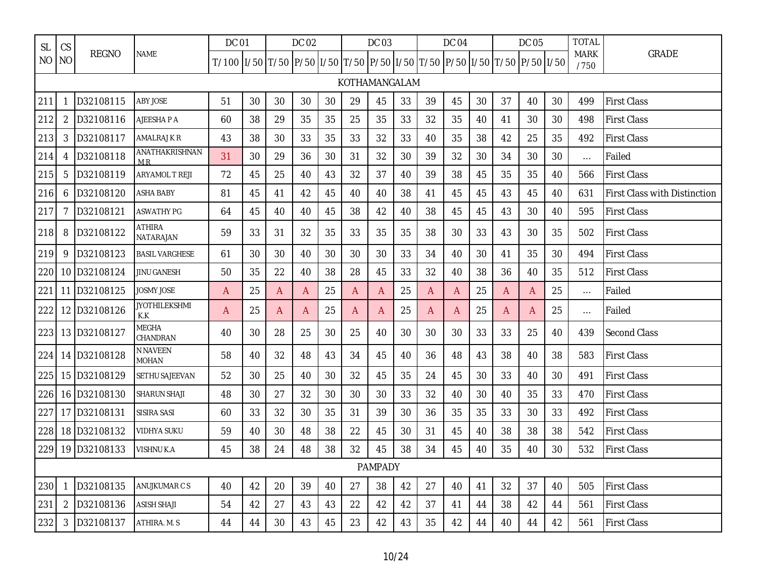| SL NO | CS NO | REGNO | NAME | DC 01 | | DC 02 | | | DC 03 | | | DC 04 | | | DC 05 | | | TOTAL MARK / 750 | GRADE |
|---|---|---|---|---|---|---|---|---|---|---|---|---|---|---|---|---|---|---|---|
| | | | | T/ 100 | I/ 50 | T/ 50 | P/ 50 | I/ 50 | T/ 50 | P/ 50 | I/ 50 | T/ 50 | P/ 50 | I/ 50 | T/ 50 | P/ 50 | I/ 50 | | |
| | | | | | | | | | KOTHAMANGALAM | | | | | | | | | | |
| 211 | 1 | D32108115 | ABY JOSE | 51 | 30 | 30 | 30 | 30 | 29 | 45 | 33 | 39 | 45 | 30 | 37 | 40 | 30 | 499 | First Class |
| 212 | 2 | D32108116 | AJEESHA P A | 60 | 38 | 29 | 35 | 35 | 25 | 35 | 33 | 32 | 35 | 40 | 41 | 30 | 30 | 498 | First Class |
| 213 | 3 | D32108117 | AMALRAJ K R | 43 | 38 | 30 | 33 | 35 | 33 | 32 | 33 | 40 | 35 | 38 | 42 | 25 | 35 | 492 | First Class |
| 214 | 4 | D32108118 | ANATHAKRISHNAN M R | 31 | 30 | 29 | 36 | 30 | 31 | 32 | 30 | 39 | 32 | 30 | 34 | 30 | 30 | ... | Failed |
| 215 | 5 | D32108119 | ARYAMOL T REJI | 72 | 45 | 25 | 40 | 43 | 32 | 37 | 40 | 39 | 38 | 45 | 35 | 35 | 40 | 566 | First Class |
| 216 | 6 | D32108120 | ASHA BABY | 81 | 45 | 41 | 42 | 45 | 40 | 40 | 38 | 41 | 45 | 45 | 43 | 45 | 40 | 631 | First Class with Distinction |
| 217 | 7 | D32108121 | ASWATHY PG | 64 | 45 | 40 | 40 | 45 | 38 | 42 | 40 | 38 | 45 | 45 | 43 | 30 | 40 | 595 | First Class |
| 218 | 8 | D32108122 | ATHIRA NATARAJAN | 59 | 33 | 31 | 32 | 35 | 33 | 35 | 35 | 38 | 30 | 33 | 43 | 30 | 35 | 502 | First Class |
| 219 | 9 | D32108123 | BASIL VARGHESE | 61 | 30 | 30 | 40 | 30 | 30 | 30 | 33 | 34 | 40 | 30 | 41 | 35 | 30 | 494 | First Class |
| 220 | 10 | D32108124 | JINU GANESH | 50 | 35 | 22 | 40 | 38 | 28 | 45 | 33 | 32 | 40 | 38 | 36 | 40 | 35 | 512 | First Class |
| 221 | 11 | D32108125 | JOSMY JOSE | A | 25 | A | A | 25 | A | A | 25 | A | A | 25 | A | A | 25 | ... | Failed |
| 222 | 12 | D32108126 | JYOTHILEKSHMI K.K | A | 25 | A | A | 25 | A | A | 25 | A | A | 25 | A | A | 25 | ... | Failed |
| 223 | 13 | D32108127 | MEGHA CHANDRAN | 40 | 30 | 28 | 25 | 30 | 25 | 40 | 30 | 30 | 30 | 33 | 33 | 25 | 40 | 439 | Second Class |
| 224 | 14 | D32108128 | N NAVEEN MOHAN | 58 | 40 | 32 | 48 | 43 | 34 | 45 | 40 | 36 | 48 | 43 | 38 | 40 | 38 | 583 | First Class |
| 225 | 15 | D32108129 | SETHU SAJEEVAN | 52 | 30 | 25 | 40 | 30 | 32 | 45 | 35 | 24 | 45 | 30 | 33 | 40 | 30 | 491 | First Class |
| 226 | 16 | D32108130 | SHARUN SHAJI | 48 | 30 | 27 | 32 | 30 | 30 | 30 | 33 | 32 | 40 | 30 | 40 | 35 | 33 | 470 | First Class |
| 227 | 17 | D32108131 | SISIRA SASI | 60 | 33 | 32 | 30 | 35 | 31 | 39 | 30 | 36 | 35 | 35 | 33 | 30 | 33 | 492 | First Class |
| 228 | 18 | D32108132 | VIDHYA SUKU | 59 | 40 | 30 | 48 | 38 | 22 | 45 | 30 | 31 | 45 | 40 | 38 | 38 | 38 | 542 | First Class |
| 229 | 19 | D32108133 | VISHNU K.A | 45 | 38 | 24 | 48 | 38 | 32 | 45 | 38 | 34 | 45 | 40 | 35 | 40 | 30 | 532 | First Class |
| | | | | | | | | | PAMPADY | | | | | | | | | | |
| 230 | 1 | D32108135 | ANUJKUMAR C S | 40 | 42 | 20 | 39 | 40 | 27 | 38 | 42 | 27 | 40 | 41 | 32 | 37 | 40 | 505 | First Class |
| 231 | 2 | D32108136 | ASISH SHAJI | 54 | 42 | 27 | 43 | 43 | 22 | 42 | 42 | 37 | 41 | 44 | 38 | 42 | 44 | 561 | First Class |
| 232 | 3 | D32108137 | ATHIRA. M. S | 44 | 44 | 30 | 43 | 45 | 23 | 42 | 43 | 35 | 42 | 44 | 40 | 44 | 42 | 561 | First Class |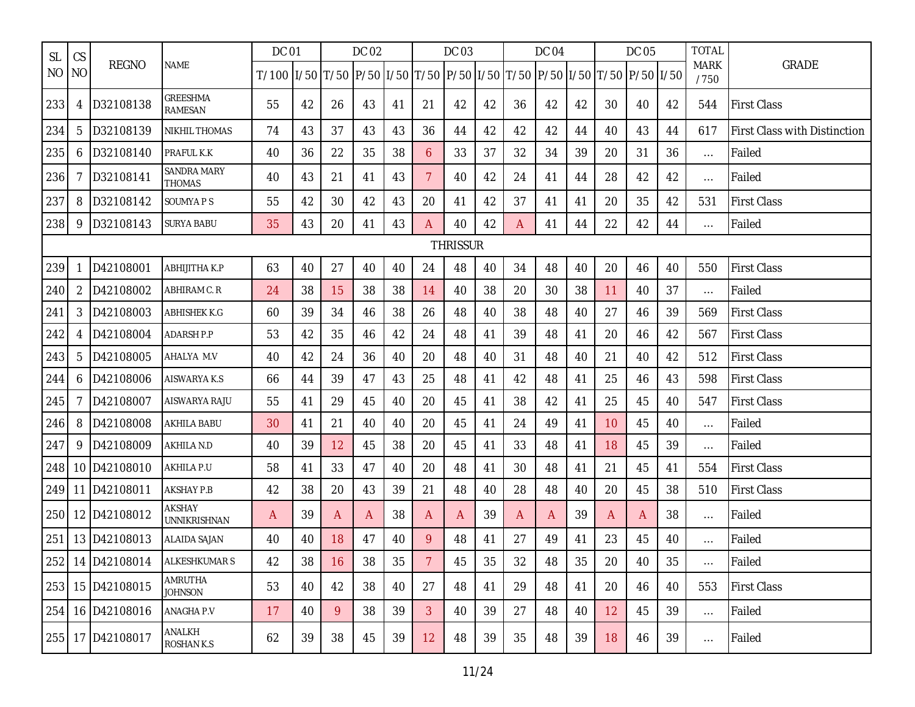| SL NO | CS NO | REGNO | NAME | DC 01 | | DC 02 | | | DC 03 | | | DC 04 | | | DC 05 | | | TOTAL MARK / 750 | GRADE |
|---|---|---|---|---|---|---|---|---|---|---|---|---|---|---|---|---|---|---|---|
| | | | | T/ 100 | I/ 50 | T/ 50 | P/ 50 | I/ 50 | T/ 50 | P/ 50 | I/ 50 | T/ 50 | P/ 50 | I/ 50 | T/ 50 | P/ 50 | I/ 50 | | |
| 233 | 4 | D32108138 | GREESHMA RAMESAN | 55 | 42 | 26 | 43 | 41 | 21 | 42 | 42 | 36 | 42 | 42 | 30 | 40 | 42 | 544 | First Class |
| 234 | 5 | D32108139 | NIKHIL THOMAS | 74 | 43 | 37 | 43 | 43 | 36 | 44 | 42 | 42 | 42 | 44 | 40 | 43 | 44 | 617 | First Class with Distinction |
| 235 | 6 | D32108140 | PRAFUL K.K | 40 | 36 | 22 | 35 | 38 | 6 | 33 | 37 | 32 | 34 | 39 | 20 | 31 | 36 | ... | Failed |
| 236 | 7 | D32108141 | SANDRA MARY THOMAS | 40 | 43 | 21 | 41 | 43 | 7 | 40 | 42 | 24 | 41 | 44 | 28 | 42 | 42 | ... | Failed |
| 237 | 8 | D32108142 | SOUMYA P S | 55 | 42 | 30 | 42 | 43 | 20 | 41 | 42 | 37 | 41 | 41 | 20 | 35 | 42 | 531 | First Class |
| 238 | 9 | D32108143 | SURYA BABU | 35 | 43 | 20 | 41 | 43 | A | 40 | 42 | A | 41 | 44 | 22 | 42 | 44 | ... | Failed |
| THRISSUR | | | | | | | | | | | | | | | | | | | |
| 239 | 1 | D42108001 | ABHIJITHA K.P | 63 | 40 | 27 | 40 | 40 | 24 | 48 | 40 | 34 | 48 | 40 | 20 | 46 | 40 | 550 | First Class |
| 240 | 2 | D42108002 | ABHIRAM C. R | 24 | 38 | 15 | 38 | 38 | 14 | 40 | 38 | 20 | 30 | 38 | 11 | 40 | 37 | ... | Failed |
| 241 | 3 | D42108003 | ABHISHEK K.G | 60 | 39 | 34 | 46 | 38 | 26 | 48 | 40 | 38 | 48 | 40 | 27 | 46 | 39 | 569 | First Class |
| 242 | 4 | D42108004 | ADARSH P.P | 53 | 42 | 35 | 46 | 42 | 24 | 48 | 41 | 39 | 48 | 41 | 20 | 46 | 42 | 567 | First Class |
| 243 | 5 | D42108005 | AHALYA M.V | 40 | 42 | 24 | 36 | 40 | 20 | 48 | 40 | 31 | 48 | 40 | 21 | 40 | 42 | 512 | First Class |
| 244 | 6 | D42108006 | AISWARYA K.S | 66 | 44 | 39 | 47 | 43 | 25 | 48 | 41 | 42 | 48 | 41 | 25 | 46 | 43 | 598 | First Class |
| 245 | 7 | D42108007 | AISWARYA RAJU | 55 | 41 | 29 | 45 | 40 | 20 | 45 | 41 | 38 | 42 | 41 | 25 | 45 | 40 | 547 | First Class |
| 246 | 8 | D42108008 | AKHILA BABU | 30 | 41 | 21 | 40 | 40 | 20 | 45 | 41 | 24 | 49 | 41 | 10 | 45 | 40 | ... | Failed |
| 247 | 9 | D42108009 | AKHILA N.D | 40 | 39 | 12 | 45 | 38 | 20 | 45 | 41 | 33 | 48 | 41 | 18 | 45 | 39 | ... | Failed |
| 248 | 10 | D42108010 | AKHILA P.U | 58 | 41 | 33 | 47 | 40 | 20 | 48 | 41 | 30 | 48 | 41 | 21 | 45 | 41 | 554 | First Class |
| 249 | 11 | D42108011 | AKSHAY P.B | 42 | 38 | 20 | 43 | 39 | 21 | 48 | 40 | 28 | 48 | 40 | 20 | 45 | 38 | 510 | First Class |
| 250 | 12 | D42108012 | AKSHAY UNNIKRISHNAN | A | 39 | A | A | 38 | A | A | 39 | A | A | 39 | A | A | 38 | ... | Failed |
| 251 | 13 | D42108013 | ALAIDA SAJAN | 40 | 40 | 18 | 47 | 40 | 9 | 48 | 41 | 27 | 49 | 41 | 23 | 45 | 40 | ... | Failed |
| 252 | 14 | D42108014 | ALKESHKUMAR S | 42 | 38 | 16 | 38 | 35 | 7 | 45 | 35 | 32 | 48 | 35 | 20 | 40 | 35 | ... | Failed |
| 253 | 15 | D42108015 | AMRUTHA JOHNSON | 53 | 40 | 42 | 38 | 40 | 27 | 48 | 41 | 29 | 48 | 41 | 20 | 46 | 40 | 553 | First Class |
| 254 | 16 | D42108016 | ANAGHA P.V | 17 | 40 | 9 | 38 | 39 | 3 | 40 | 39 | 27 | 48 | 40 | 12 | 45 | 39 | ... | Failed |
| 255 | 17 | D42108017 | ANALKH ROSHAN K.S | 62 | 39 | 38 | 45 | 39 | 12 | 48 | 39 | 35 | 48 | 39 | 18 | 46 | 39 | ... | Failed |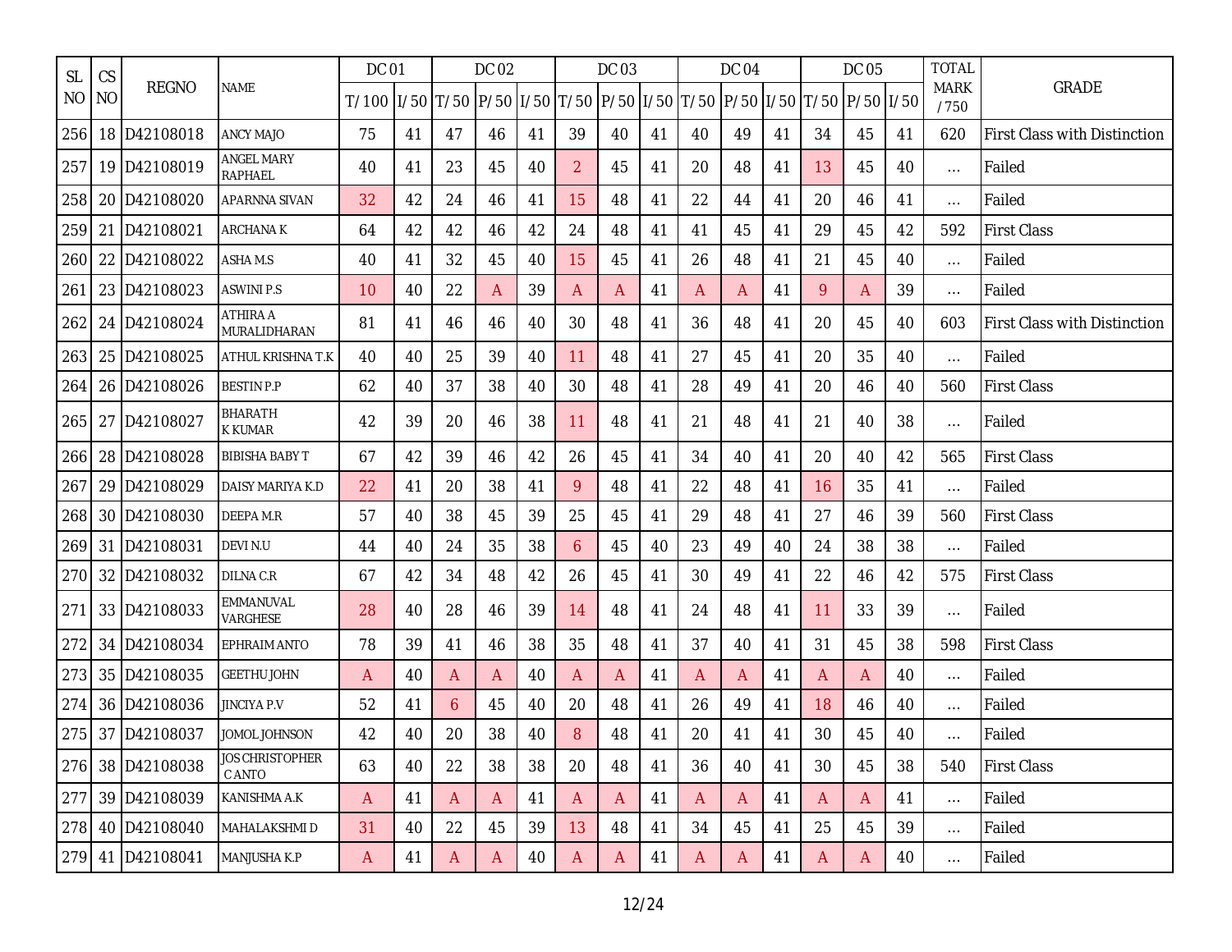| SL NO | CS NO | REGNO | NAME | DC 01 | | DC 02 | | | DC 03 | | | DC 04 | | | DC 05 | | | TOTAL MARK / 750 | GRADE |
|---|---|---|---|---|---|---|---|---|---|---|---|---|---|---|---|---|---|---|---|
| | | | | T/ 100 | I/ 50 | T/ 50 | P/ 50 | I/ 50 | T/ 50 | P/ 50 | I/ 50 | T/ 50 | P/ 50 | I/ 50 | T/ 50 | P/ 50 | I/ 50 | | |
| 256 | 18 | D42108018 | ANCY MAJO | 75 | 41 | 47 | 46 | 41 | 39 | 40 | 41 | 40 | 49 | 41 | 34 | 45 | 41 | 620 | First Class with Distinction |
| 257 | 19 | D42108019 | ANGEL MARY RAPHAEL | 40 | 41 | 23 | 45 | 40 | 2 | 45 | 41 | 20 | 48 | 41 | 13 | 45 | 40 | ... | Failed |
| 258 | 20 | D42108020 | APARNNA SIVAN | 32 | 42 | 24 | 46 | 41 | 15 | 48 | 41 | 22 | 44 | 41 | 20 | 46 | 41 | ... | Failed |
| 259 | 21 | D42108021 | ARCHANA K | 64 | 42 | 42 | 46 | 42 | 24 | 48 | 41 | 41 | 45 | 41 | 29 | 45 | 42 | 592 | First Class |
| 260 | 22 | D42108022 | ASHA M.S | 40 | 41 | 32 | 45 | 40 | 15 | 45 | 41 | 26 | 48 | 41 | 21 | 45 | 40 | ... | Failed |
| 261 | 23 | D42108023 | ASWINI P.S | 10 | 40 | 22 | A | 39 | A | A | 41 | A | A | 41 | 9 | A | 39 | ... | Failed |
| 262 | 24 | D42108024 | ATHIRA A MURALIDHARAN | 81 | 41 | 46 | 46 | 40 | 30 | 48 | 41 | 36 | 48 | 41 | 20 | 45 | 40 | 603 | First Class with Distinction |
| 263 | 25 | D42108025 | ATHUL KRISHNA T.K | 40 | 40 | 25 | 39 | 40 | 11 | 48 | 41 | 27 | 45 | 41 | 20 | 35 | 40 | ... | Failed |
| 264 | 26 | D42108026 | BESTIN P.P | 62 | 40 | 37 | 38 | 40 | 30 | 48 | 41 | 28 | 49 | 41 | 20 | 46 | 40 | 560 | First Class |
| 265 | 27 | D42108027 | BHARATH K KUMAR | 42 | 39 | 20 | 46 | 38 | 11 | 48 | 41 | 21 | 48 | 41 | 21 | 40 | 38 | ... | Failed |
| 266 | 28 | D42108028 | BIBISHA BABY T | 67 | 42 | 39 | 46 | 42 | 26 | 45 | 41 | 34 | 40 | 41 | 20 | 40 | 42 | 565 | First Class |
| 267 | 29 | D42108029 | DAISY MARIYA K.D | 22 | 41 | 20 | 38 | 41 | 9 | 48 | 41 | 22 | 48 | 41 | 16 | 35 | 41 | ... | Failed |
| 268 | 30 | D42108030 | DEEPA M.R | 57 | 40 | 38 | 45 | 39 | 25 | 45 | 41 | 29 | 48 | 41 | 27 | 46 | 39 | 560 | First Class |
| 269 | 31 | D42108031 | DEVI N.U | 44 | 40 | 24 | 35 | 38 | 6 | 45 | 40 | 23 | 49 | 40 | 24 | 38 | 38 | ... | Failed |
| 270 | 32 | D42108032 | DILNA C.R | 67 | 42 | 34 | 48 | 42 | 26 | 45 | 41 | 30 | 49 | 41 | 22 | 46 | 42 | 575 | First Class |
| 271 | 33 | D42108033 | EMMANUVAL VARGHESE | 28 | 40 | 28 | 46 | 39 | 14 | 48 | 41 | 24 | 48 | 41 | 11 | 33 | 39 | ... | Failed |
| 272 | 34 | D42108034 | EPHRAIM ANTO | 78 | 39 | 41 | 46 | 38 | 35 | 48 | 41 | 37 | 40 | 41 | 31 | 45 | 38 | 598 | First Class |
| 273 | 35 | D42108035 | GEETHU JOHN | A | 40 | A | A | 40 | A | A | 41 | A | A | 41 | A | A | 40 | ... | Failed |
| 274 | 36 | D42108036 | JINCIYA P.V | 52 | 41 | 6 | 45 | 40 | 20 | 48 | 41 | 26 | 49 | 41 | 18 | 46 | 40 | ... | Failed |
| 275 | 37 | D42108037 | JOMOL JOHNSON | 42 | 40 | 20 | 38 | 40 | 8 | 48 | 41 | 20 | 41 | 41 | 30 | 45 | 40 | ... | Failed |
| 276 | 38 | D42108038 | JOS CHRISTOPHER C ANTO | 63 | 40 | 22 | 38 | 38 | 20 | 48 | 41 | 36 | 40 | 41 | 30 | 45 | 38 | 540 | First Class |
| 277 | 39 | D42108039 | KANISHMA A.K | A | 41 | A | A | 41 | A | A | 41 | A | A | 41 | A | A | 41 | ... | Failed |
| 278 | 40 | D42108040 | MAHALAKSHMI D | 31 | 40 | 22 | 45 | 39 | 13 | 48 | 41 | 34 | 45 | 41 | 25 | 45 | 39 | ... | Failed |
| 279 | 41 | D42108041 | MANJUSHA K.P | A | 41 | A | A | 40 | A | A | 41 | A | A | 41 | A | A | 40 | ... | Failed |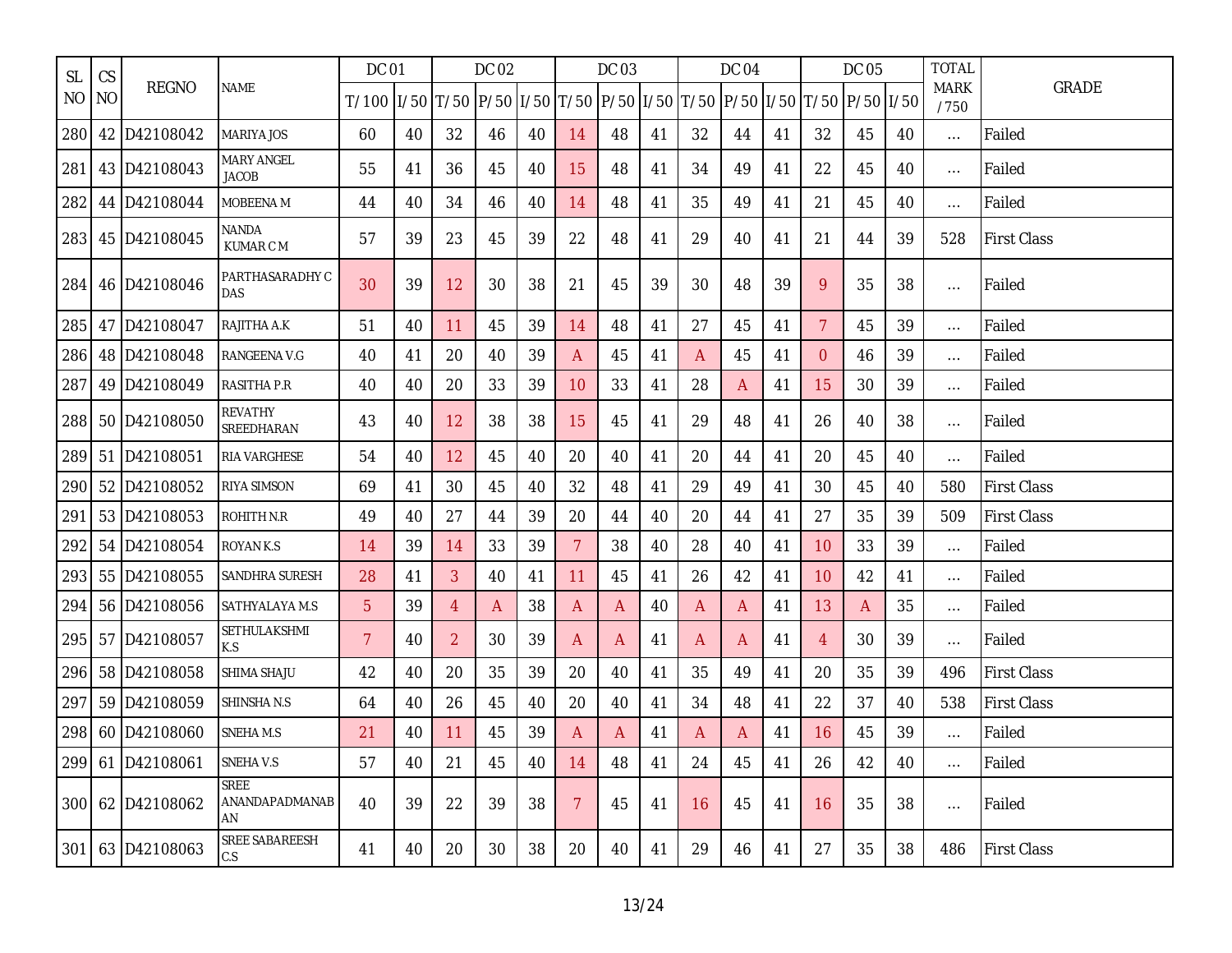| SL NO | CS NO | REGNO | NAME | DC 01 | | DC 02 | | | DC 03 | | | DC 04 | | | DC 05 | | | TOTAL MARK / 750 | GRADE |
|---|---|---|---|---|---|---|---|---|---|---|---|---|---|---|---|---|---|---|---|
| | | | | T/ 100 | I/ 50 | T/ 50 | P/ 50 | I/ 50 | T/ 50 | P/ 50 | I/ 50 | T/ 50 | P/ 50 | I/ 50 | T/ 50 | P/ 50 | I/ 50 | | |
| 280 | 42 | D42108042 | MARIYA JOS | 60 | 40 | 32 | 46 | 40 | 14 | 48 | 41 | 32 | 44 | 41 | 32 | 45 | 40 | ... | Failed |
| 281 | 43 | D42108043 | MARY ANGEL JACOB | 55 | 41 | 36 | 45 | 40 | 15 | 48 | 41 | 34 | 49 | 41 | 22 | 45 | 40 | ... | Failed |
| 282 | 44 | D42108044 | MOBEENA M | 44 | 40 | 34 | 46 | 40 | 14 | 48 | 41 | 35 | 49 | 41 | 21 | 45 | 40 | ... | Failed |
| 283 | 45 | D42108045 | NANDA KUMAR C M | 57 | 39 | 23 | 45 | 39 | 22 | 48 | 41 | 29 | 40 | 41 | 21 | 44 | 39 | 528 | First Class |
| 284 | 46 | D42108046 | PARTHASARADHY C DAS | 30 | 39 | 12 | 30 | 38 | 21 | 45 | 39 | 30 | 48 | 39 | 9 | 35 | 38 | ... | Failed |
| 285 | 47 | D42108047 | RAJITHA A.K | 51 | 40 | 11 | 45 | 39 | 14 | 48 | 41 | 27 | 45 | 41 | 7 | 45 | 39 | ... | Failed |
| 286 | 48 | D42108048 | RANGEENA V.G | 40 | 41 | 20 | 40 | 39 | A | 45 | 41 | A | 45 | 41 | 0 | 46 | 39 | ... | Failed |
| 287 | 49 | D42108049 | RASITHA P.R | 40 | 40 | 20 | 33 | 39 | 10 | 33 | 41 | 28 | A | 41 | 15 | 30 | 39 | ... | Failed |
| 288 | 50 | D42108050 | REVATHY SREEDHARAN | 43 | 40 | 12 | 38 | 38 | 15 | 45 | 41 | 29 | 48 | 41 | 26 | 40 | 38 | ... | Failed |
| 289 | 51 | D42108051 | RIA VARGHESE | 54 | 40 | 12 | 45 | 40 | 20 | 40 | 41 | 20 | 44 | 41 | 20 | 45 | 40 | ... | Failed |
| 290 | 52 | D42108052 | RIYA SIMSON | 69 | 41 | 30 | 45 | 40 | 32 | 48 | 41 | 29 | 49 | 41 | 30 | 45 | 40 | 580 | First Class |
| 291 | 53 | D42108053 | ROHITH N.R | 49 | 40 | 27 | 44 | 39 | 20 | 44 | 40 | 20 | 44 | 41 | 27 | 35 | 39 | 509 | First Class |
| 292 | 54 | D42108054 | ROYAN K.S | 14 | 39 | 14 | 33 | 39 | 7 | 38 | 40 | 28 | 40 | 41 | 10 | 33 | 39 | ... | Failed |
| 293 | 55 | D42108055 | SANDHRA SURESH | 28 | 41 | 3 | 40 | 41 | 11 | 45 | 41 | 26 | 42 | 41 | 10 | 42 | 41 | ... | Failed |
| 294 | 56 | D42108056 | SATHYALAYA M.S | 5 | 39 | 4 | A | 38 | A | A | 40 | A | A | 41 | 13 | A | 35 | ... | Failed |
| 295 | 57 | D42108057 | SETHULAKSHMI K.S | 7 | 40 | 2 | 30 | 39 | A | A | 41 | A | A | 41 | 4 | 30 | 39 | ... | Failed |
| 296 | 58 | D42108058 | SHIMA SHAJU | 42 | 40 | 20 | 35 | 39 | 20 | 40 | 41 | 35 | 49 | 41 | 20 | 35 | 39 | 496 | First Class |
| 297 | 59 | D42108059 | SHINSHA N.S | 64 | 40 | 26 | 45 | 40 | 20 | 40 | 41 | 34 | 48 | 41 | 22 | 37 | 40 | 538 | First Class |
| 298 | 60 | D42108060 | SNEHA M.S | 21 | 40 | 11 | 45 | 39 | A | A | 41 | A | A | 41 | 16 | 45 | 39 | ... | Failed |
| 299 | 61 | D42108061 | SNEHA V.S | 57 | 40 | 21 | 45 | 40 | 14 | 48 | 41 | 24 | 45 | 41 | 26 | 42 | 40 | ... | Failed |
| 300 | 62 | D42108062 | SREE ANANDAPADMANABAN | 40 | 39 | 22 | 39 | 38 | 7 | 45 | 41 | 16 | 45 | 41 | 16 | 35 | 38 | ... | Failed |
| 301 | 63 | D42108063 | SREE SABAREESH C.S | 41 | 40 | 20 | 30 | 38 | 20 | 40 | 41 | 29 | 46 | 41 | 27 | 35 | 38 | 486 | First Class |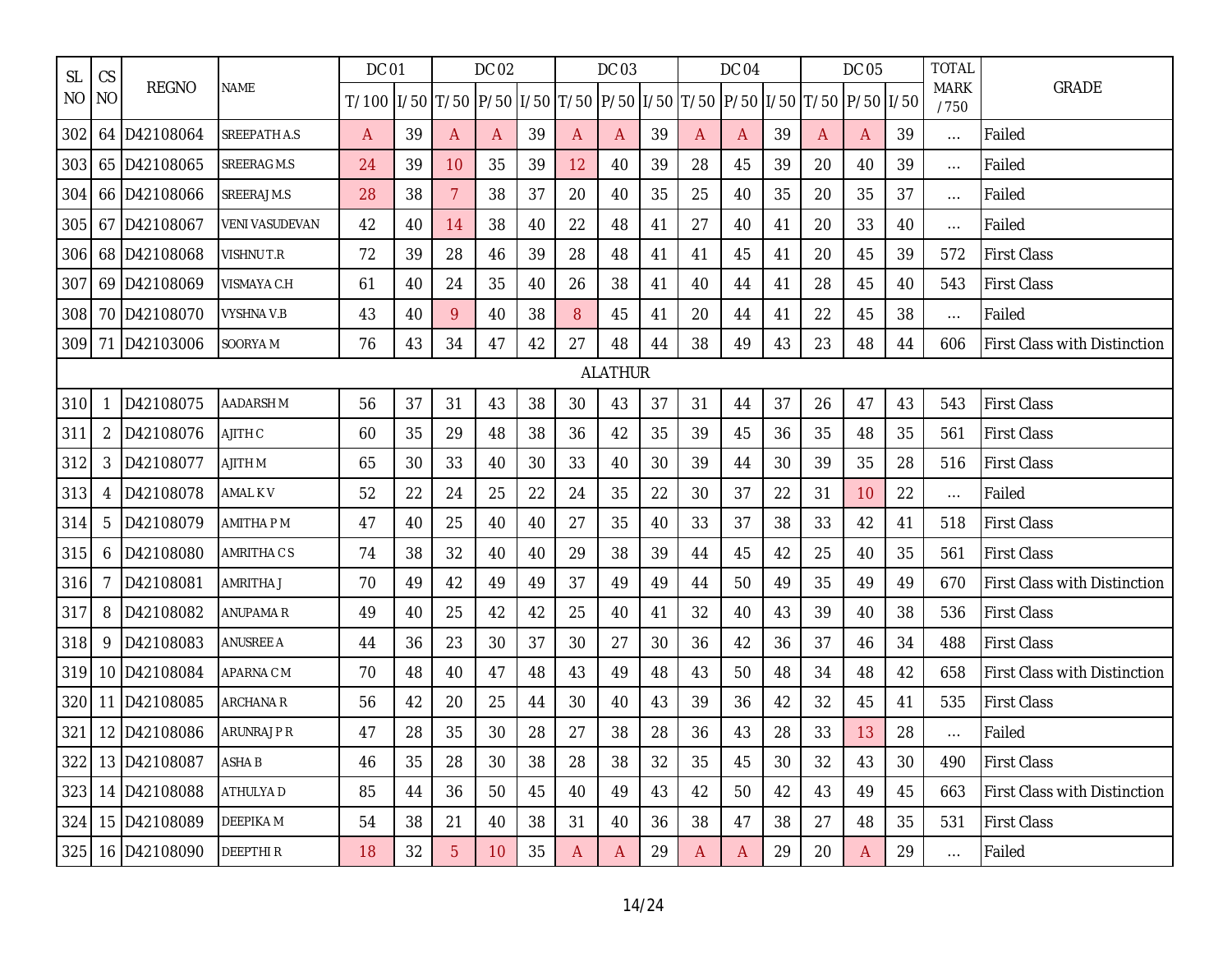| SL NO | CS NO | REGNO | NAME | DC 01 | | DC 02 | | | DC 03 | | | DC 04 | | | DC 05 | | | TOTAL MARK / 750 | GRADE |
|---|---|---|---|---|---|---|---|---|---|---|---|---|---|---|---|---|---|---|---|
| | | | | T/ 100 | I/ 50 | T/ 50 | P/ 50 | I/ 50 | T/ 50 | P/ 50 | I/ 50 | T/ 50 | P/ 50 | I/ 50 | T/ 50 | P/ 50 | I/ 50 | | |
| 302 | 64 | D42108064 | SREEPATH A.S | A | 39 | A | A | 39 | A | A | 39 | A | A | 39 | A | A | 39 | ... | Failed |
| 303 | 65 | D42108065 | SREERAG M.S | 24 | 39 | 10 | 35 | 39 | 12 | 40 | 39 | 28 | 45 | 39 | 20 | 40 | 39 | ... | Failed |
| 304 | 66 | D42108066 | SREERAJ M.S | 28 | 38 | 7 | 38 | 37 | 20 | 40 | 35 | 25 | 40 | 35 | 20 | 35 | 37 | ... | Failed |
| 305 | 67 | D42108067 | VENI VASUDEVAN | 42 | 40 | 14 | 38 | 40 | 22 | 48 | 41 | 27 | 40 | 41 | 20 | 33 | 40 | ... | Failed |
| 306 | 68 | D42108068 | VISHNU T.R | 72 | 39 | 28 | 46 | 39 | 28 | 48 | 41 | 41 | 45 | 41 | 20 | 45 | 39 | 572 | First Class |
| 307 | 69 | D42108069 | VISMAYA C.H | 61 | 40 | 24 | 35 | 40 | 26 | 38 | 41 | 40 | 44 | 41 | 28 | 45 | 40 | 543 | First Class |
| 308 | 70 | D42108070 | VYSHNA V.B | 43 | 40 | 9 | 40 | 38 | 8 | 45 | 41 | 20 | 44 | 41 | 22 | 45 | 38 | ... | Failed |
| 309 | 71 | D42103006 | SOORYA M | 76 | 43 | 34 | 47 | 42 | 27 | 48 | 44 | 38 | 49 | 43 | 23 | 48 | 44 | 606 | First Class with Distinction |
| ALATHUR | | | | | | | | | | | | | | | | | | | |
| 310 | 1 | D42108075 | AADARSH M | 56 | 37 | 31 | 43 | 38 | 30 | 43 | 37 | 31 | 44 | 37 | 26 | 47 | 43 | 543 | First Class |
| 311 | 2 | D42108076 | AJITH C | 60 | 35 | 29 | 48 | 38 | 36 | 42 | 35 | 39 | 45 | 36 | 35 | 48 | 35 | 561 | First Class |
| 312 | 3 | D42108077 | AJITH M | 65 | 30 | 33 | 40 | 30 | 33 | 40 | 30 | 39 | 44 | 30 | 39 | 35 | 28 | 516 | First Class |
| 313 | 4 | D42108078 | AMAL K V | 52 | 22 | 24 | 25 | 22 | 24 | 35 | 22 | 30 | 37 | 22 | 31 | 10 | 22 | ... | Failed |
| 314 | 5 | D42108079 | AMITHA P M | 47 | 40 | 25 | 40 | 40 | 27 | 35 | 40 | 33 | 37 | 38 | 33 | 42 | 41 | 518 | First Class |
| 315 | 6 | D42108080 | AMRITHA C S | 74 | 38 | 32 | 40 | 40 | 29 | 38 | 39 | 44 | 45 | 42 | 25 | 40 | 35 | 561 | First Class |
| 316 | 7 | D42108081 | AMRITHA J | 70 | 49 | 42 | 49 | 49 | 37 | 49 | 49 | 44 | 50 | 49 | 35 | 49 | 49 | 670 | First Class with Distinction |
| 317 | 8 | D42108082 | ANUPAMA R | 49 | 40 | 25 | 42 | 42 | 25 | 40 | 41 | 32 | 40 | 43 | 39 | 40 | 38 | 536 | First Class |
| 318 | 9 | D42108083 | ANUSREE A | 44 | 36 | 23 | 30 | 37 | 30 | 27 | 30 | 36 | 42 | 36 | 37 | 46 | 34 | 488 | First Class |
| 319 | 10 | D42108084 | APARNA C M | 70 | 48 | 40 | 47 | 48 | 43 | 49 | 48 | 43 | 50 | 48 | 34 | 48 | 42 | 658 | First Class with Distinction |
| 320 | 11 | D42108085 | ARCHANA R | 56 | 42 | 20 | 25 | 44 | 30 | 40 | 43 | 39 | 36 | 42 | 32 | 45 | 41 | 535 | First Class |
| 321 | 12 | D42108086 | ARUNRAJ P R | 47 | 28 | 35 | 30 | 28 | 27 | 38 | 28 | 36 | 43 | 28 | 33 | 13 | 28 | ... | Failed |
| 322 | 13 | D42108087 | ASHA B | 46 | 35 | 28 | 30 | 38 | 28 | 38 | 32 | 35 | 45 | 30 | 32 | 43 | 30 | 490 | First Class |
| 323 | 14 | D42108088 | ATHULYA D | 85 | 44 | 36 | 50 | 45 | 40 | 49 | 43 | 42 | 50 | 42 | 43 | 49 | 45 | 663 | First Class with Distinction |
| 324 | 15 | D42108089 | DEEPIKA M | 54 | 38 | 21 | 40 | 38 | 31 | 40 | 36 | 38 | 47 | 38 | 27 | 48 | 35 | 531 | First Class |
| 325 | 16 | D42108090 | DEEPTHI R | 18 | 32 | 5 | 10 | 35 | A | A | 29 | A | A | 29 | 20 | A | 29 | ... | Failed |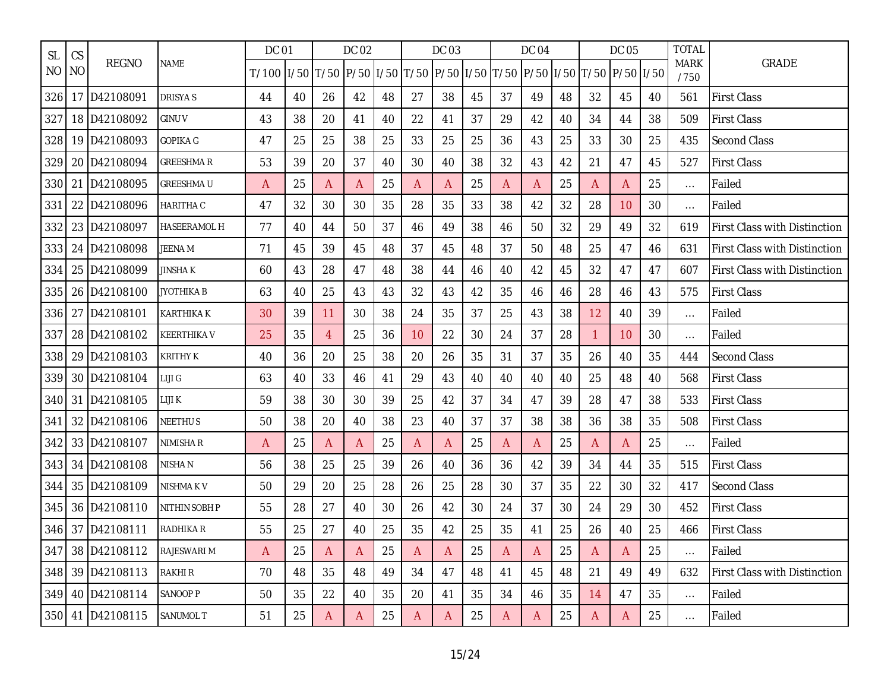| SL NO | CS NO | REGNO | NAME | DC 01 | | DC 02 | | | DC 03 | | | DC 04 | | | DC 05 | | | TOTAL MARK / 750 | GRADE |
|---|---|---|---|---|---|---|---|---|---|---|---|---|---|---|---|---|---|---|---|
| | | | | T/ 100 | I/ 50 | T/ 50 | P/ 50 | I/ 50 | T/ 50 | P/ 50 | I/ 50 | T/ 50 | P/ 50 | I/ 50 | T/ 50 | P/ 50 | I/ 50 | | |
| 326 | 17 | D42108091 | DRISYA S | 44 | 40 | 26 | 42 | 48 | 27 | 38 | 45 | 37 | 49 | 48 | 32 | 45 | 40 | 561 | First Class |
| 327 | 18 | D42108092 | GINU V | 43 | 38 | 20 | 41 | 40 | 22 | 41 | 37 | 29 | 42 | 40 | 34 | 44 | 38 | 509 | First Class |
| 328 | 19 | D42108093 | GOPIKA G | 47 | 25 | 25 | 38 | 25 | 33 | 25 | 25 | 36 | 43 | 25 | 33 | 30 | 25 | 435 | Second Class |
| 329 | 20 | D42108094 | GREESHMA R | 53 | 39 | 20 | 37 | 40 | 30 | 40 | 38 | 32 | 43 | 42 | 21 | 47 | 45 | 527 | First Class |
| 330 | 21 | D42108095 | GREESHMA U | A | 25 | A | A | 25 | A | A | 25 | A | A | 25 | A | A | 25 | ... | Failed |
| 331 | 22 | D42108096 | HARITHA C | 47 | 32 | 30 | 30 | 35 | 28 | 35 | 33 | 38 | 42 | 32 | 28 | 10 | 30 | ... | Failed |
| 332 | 23 | D42108097 | HASEERAMOL H | 77 | 40 | 44 | 50 | 37 | 46 | 49 | 38 | 46 | 50 | 32 | 29 | 49 | 32 | 619 | First Class with Distinction |
| 333 | 24 | D42108098 | JEENA M | 71 | 45 | 39 | 45 | 48 | 37 | 45 | 48 | 37 | 50 | 48 | 25 | 47 | 46 | 631 | First Class with Distinction |
| 334 | 25 | D42108099 | JINSHA K | 60 | 43 | 28 | 47 | 48 | 38 | 44 | 46 | 40 | 42 | 45 | 32 | 47 | 47 | 607 | First Class with Distinction |
| 335 | 26 | D42108100 | JYOTHIKA B | 63 | 40 | 25 | 43 | 43 | 32 | 43 | 42 | 35 | 46 | 46 | 28 | 46 | 43 | 575 | First Class |
| 336 | 27 | D42108101 | KARTHIKA K | 30 | 39 | 11 | 30 | 38 | 24 | 35 | 37 | 25 | 43 | 38 | 12 | 40 | 39 | ... | Failed |
| 337 | 28 | D42108102 | KEERTHIKA V | 25 | 35 | 4 | 25 | 36 | 10 | 22 | 30 | 24 | 37 | 28 | 1 | 10 | 30 | ... | Failed |
| 338 | 29 | D42108103 | KRITHY K | 40 | 36 | 20 | 25 | 38 | 20 | 26 | 35 | 31 | 37 | 35 | 26 | 40 | 35 | 444 | Second Class |
| 339 | 30 | D42108104 | LIJI G | 63 | 40 | 33 | 46 | 41 | 29 | 43 | 40 | 40 | 40 | 40 | 25 | 48 | 40 | 568 | First Class |
| 340 | 31 | D42108105 | LIJI K | 59 | 38 | 30 | 30 | 39 | 25 | 42 | 37 | 34 | 47 | 39 | 28 | 47 | 38 | 533 | First Class |
| 341 | 32 | D42108106 | NEETHU S | 50 | 38 | 20 | 40 | 38 | 23 | 40 | 37 | 37 | 38 | 38 | 36 | 38 | 35 | 508 | First Class |
| 342 | 33 | D42108107 | NIMISHA R | A | 25 | A | A | 25 | A | A | 25 | A | A | 25 | A | A | 25 | ... | Failed |
| 343 | 34 | D42108108 | NISHA N | 56 | 38 | 25 | 25 | 39 | 26 | 40 | 36 | 36 | 42 | 39 | 34 | 44 | 35 | 515 | First Class |
| 344 | 35 | D42108109 | NISHMA K V | 50 | 29 | 20 | 25 | 28 | 26 | 25 | 28 | 30 | 37 | 35 | 22 | 30 | 32 | 417 | Second Class |
| 345 | 36 | D42108110 | NITHIN SOBH P | 55 | 28 | 27 | 40 | 30 | 26 | 42 | 30 | 24 | 37 | 30 | 24 | 29 | 30 | 452 | First Class |
| 346 | 37 | D42108111 | RADHIKA R | 55 | 25 | 27 | 40 | 25 | 35 | 42 | 25 | 35 | 41 | 25 | 26 | 40 | 25 | 466 | First Class |
| 347 | 38 | D42108112 | RAJESWARI M | A | 25 | A | A | 25 | A | A | 25 | A | A | 25 | A | A | 25 | ... | Failed |
| 348 | 39 | D42108113 | RAKHI R | 70 | 48 | 35 | 48 | 49 | 34 | 47 | 48 | 41 | 45 | 48 | 21 | 49 | 49 | 632 | First Class with Distinction |
| 349 | 40 | D42108114 | SANOOP P | 50 | 35 | 22 | 40 | 35 | 20 | 41 | 35 | 34 | 46 | 35 | 14 | 47 | 35 | ... | Failed |
| 350 | 41 | D42108115 | SANUMOL T | 51 | 25 | A | A | 25 | A | A | 25 | A | A | 25 | A | A | 25 | ... | Failed |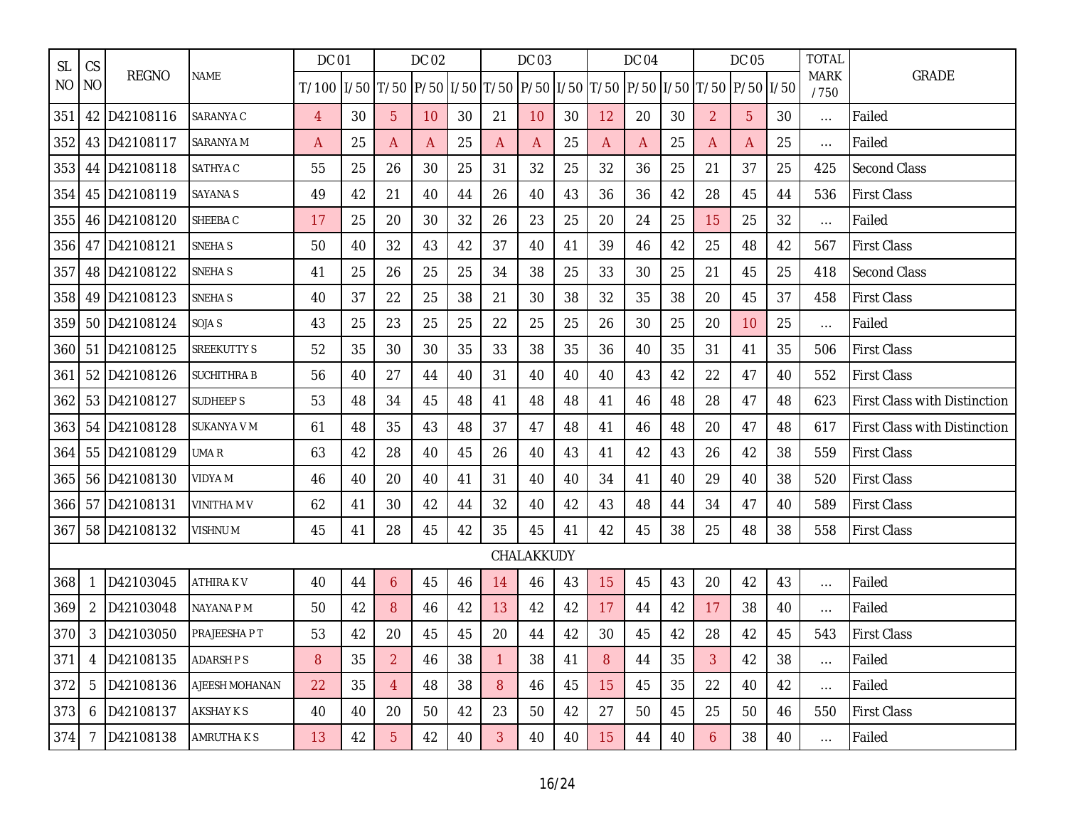| SL NO | CS NO | REGNO | NAME | DC 01 | | DC 02 | | | DC 03 | | | DC 04 | | | DC 05 | | | TOTAL MARK / 750 | GRADE |
|---|---|---|---|---|---|---|---|---|---|---|---|---|---|---|---|---|---|---|---|
| | | | | T/ 100 | I/ 50 | T/ 50 | P/ 50 | I/ 50 | T/ 50 | P/ 50 | I/ 50 | T/ 50 | P/ 50 | I/ 50 | T/ 50 | P/ 50 | I/ 50 | | |
| 351 | 42 | D42108116 | SARANYA C | 4 | 30 | 5 | 10 | 30 | 21 | 10 | 30 | 12 | 20 | 30 | 2 | 5 | 30 | ... | Failed |
| 352 | 43 | D42108117 | SARANYA M | A | 25 | A | A | 25 | A | A | 25 | A | A | 25 | A | A | 25 | ... | Failed |
| 353 | 44 | D42108118 | SATHYA C | 55 | 25 | 26 | 30 | 25 | 31 | 32 | 25 | 32 | 36 | 25 | 21 | 37 | 25 | 425 | Second Class |
| 354 | 45 | D42108119 | SAYANA S | 49 | 42 | 21 | 40 | 44 | 26 | 40 | 43 | 36 | 36 | 42 | 28 | 45 | 44 | 536 | First Class |
| 355 | 46 | D42108120 | SHEEBA C | 17 | 25 | 20 | 30 | 32 | 26 | 23 | 25 | 20 | 24 | 25 | 15 | 25 | 32 | ... | Failed |
| 356 | 47 | D42108121 | SNEHA S | 50 | 40 | 32 | 43 | 42 | 37 | 40 | 41 | 39 | 46 | 42 | 25 | 48 | 42 | 567 | First Class |
| 357 | 48 | D42108122 | SNEHA S | 41 | 25 | 26 | 25 | 25 | 34 | 38 | 25 | 33 | 30 | 25 | 21 | 45 | 25 | 418 | Second Class |
| 358 | 49 | D42108123 | SNEHA S | 40 | 37 | 22 | 25 | 38 | 21 | 30 | 38 | 32 | 35 | 38 | 20 | 45 | 37 | 458 | First Class |
| 359 | 50 | D42108124 | SOJA S | 43 | 25 | 23 | 25 | 25 | 22 | 25 | 25 | 26 | 30 | 25 | 20 | 10 | 25 | ... | Failed |
| 360 | 51 | D42108125 | SREEKUTTY S | 52 | 35 | 30 | 30 | 35 | 33 | 38 | 35 | 36 | 40 | 35 | 31 | 41 | 35 | 506 | First Class |
| 361 | 52 | D42108126 | SUCHITHRA B | 56 | 40 | 27 | 44 | 40 | 31 | 40 | 40 | 40 | 43 | 42 | 22 | 47 | 40 | 552 | First Class |
| 362 | 53 | D42108127 | SUDHEEP S | 53 | 48 | 34 | 45 | 48 | 41 | 48 | 48 | 41 | 46 | 48 | 28 | 47 | 48 | 623 | First Class with Distinction |
| 363 | 54 | D42108128 | SUKANYA V M | 61 | 48 | 35 | 43 | 48 | 37 | 47 | 48 | 41 | 46 | 48 | 20 | 47 | 48 | 617 | First Class with Distinction |
| 364 | 55 | D42108129 | UMA R | 63 | 42 | 28 | 40 | 45 | 26 | 40 | 43 | 41 | 42 | 43 | 26 | 42 | 38 | 559 | First Class |
| 365 | 56 | D42108130 | VIDYA M | 46 | 40 | 20 | 40 | 41 | 31 | 40 | 40 | 34 | 41 | 40 | 29 | 40 | 38 | 520 | First Class |
| 366 | 57 | D42108131 | VINITHA M V | 62 | 41 | 30 | 42 | 44 | 32 | 40 | 42 | 43 | 48 | 44 | 34 | 47 | 40 | 589 | First Class |
| 367 | 58 | D42108132 | VISHNU M | 45 | 41 | 28 | 45 | 42 | 35 | 45 | 41 | 42 | 45 | 38 | 25 | 48 | 38 | 558 | First Class |
| CHALAKKUDY | | | | | | | | | | | | | | | | | | | |
| 368 | 1 | D42103045 | ATHIRA K V | 40 | 44 | 6 | 45 | 46 | 14 | 46 | 43 | 15 | 45 | 43 | 20 | 42 | 43 | ... | Failed |
| 369 | 2 | D42103048 | NAYANA P M | 50 | 42 | 8 | 46 | 42 | 13 | 42 | 42 | 17 | 44 | 42 | 17 | 38 | 40 | ... | Failed |
| 370 | 3 | D42103050 | PRAJEESHA P T | 53 | 42 | 20 | 45 | 45 | 20 | 44 | 42 | 30 | 45 | 42 | 28 | 42 | 45 | 543 | First Class |
| 371 | 4 | D42108135 | ADARSH P S | 8 | 35 | 2 | 46 | 38 | 1 | 38 | 41 | 8 | 44 | 35 | 3 | 42 | 38 | ... | Failed |
| 372 | 5 | D42108136 | AJEESH MOHANAN | 22 | 35 | 4 | 48 | 38 | 8 | 46 | 45 | 15 | 45 | 35 | 22 | 40 | 42 | ... | Failed |
| 373 | 6 | D42108137 | AKSHAY K S | 40 | 40 | 20 | 50 | 42 | 23 | 50 | 42 | 27 | 50 | 45 | 25 | 50 | 46 | 550 | First Class |
| 374 | 7 | D42108138 | AMRUTHA K S | 13 | 42 | 5 | 42 | 40 | 3 | 40 | 40 | 15 | 44 | 40 | 6 | 38 | 40 | ... | Failed |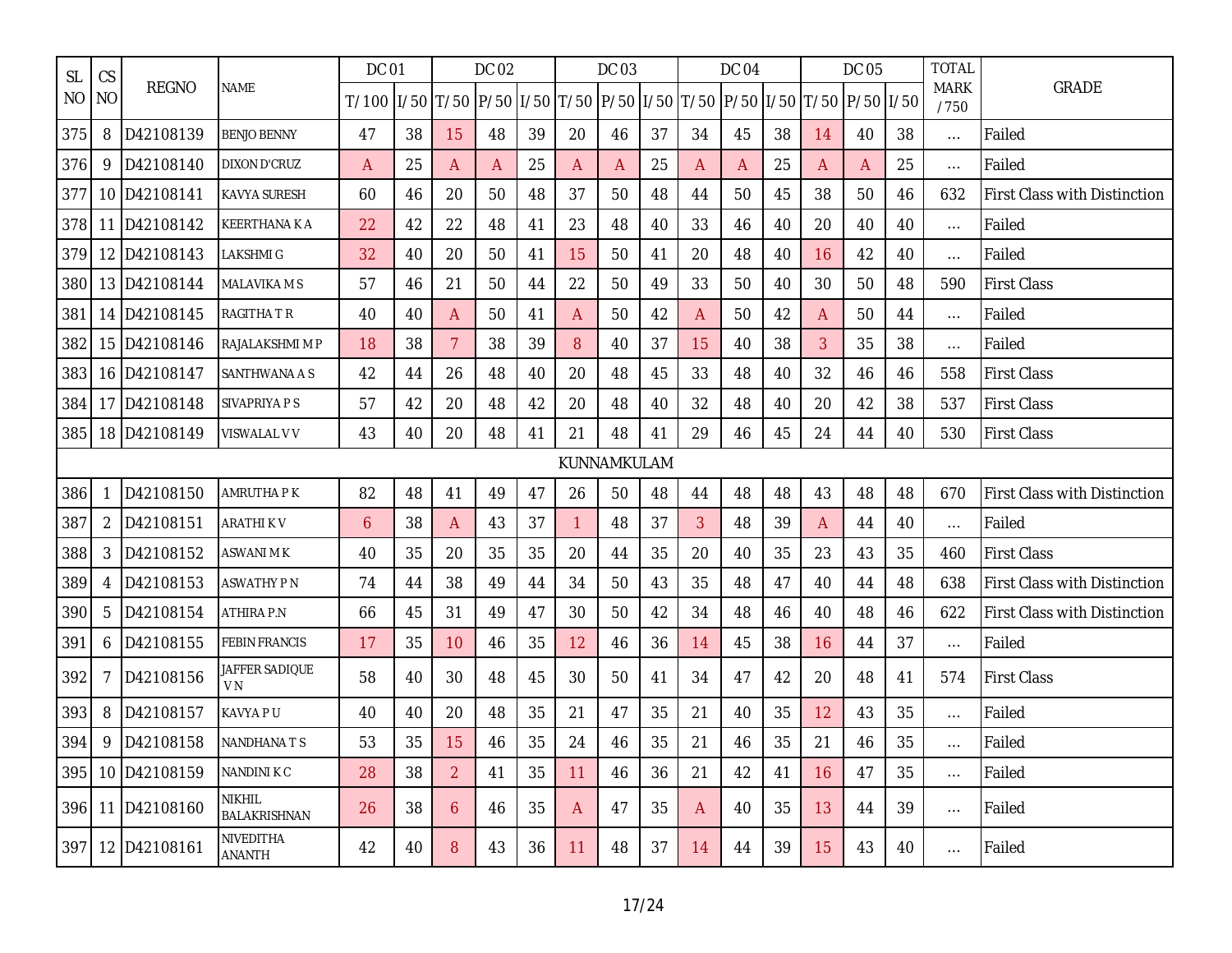| SL NO | CS NO | REGNO | NAME | DC 01 | | DC 02 | | | DC 03 | | | DC 04 | | | DC 05 | | | TOTAL MARK / 750 | GRADE |
|---|---|---|---|---|---|---|---|---|---|---|---|---|---|---|---|---|---|---|---|
| | | | | T/ 100 | I/ 50 | T/ 50 | P/ 50 | I/ 50 | T/ 50 | P/ 50 | I/ 50 | T/ 50 | P/ 50 | I/ 50 | T/ 50 | P/ 50 | I/ 50 | | |
| 375 | 8 | D42108139 | BENJO BENNY | 47 | 38 | 15 | 48 | 39 | 20 | 46 | 37 | 34 | 45 | 38 | 14 | 40 | 38 | ... | Failed |
| 376 | 9 | D42108140 | DIXON D'CRUZ | A | 25 | A | A | 25 | A | A | 25 | A | A | 25 | A | A | 25 | ... | Failed |
| 377 | 10 | D42108141 | KAVYA SURESH | 60 | 46 | 20 | 50 | 48 | 37 | 50 | 48 | 44 | 50 | 45 | 38 | 50 | 46 | 632 | First Class with Distinction |
| 378 | 11 | D42108142 | KEERTHANA K A | 22 | 42 | 22 | 48 | 41 | 23 | 48 | 40 | 33 | 46 | 40 | 20 | 40 | 40 | ... | Failed |
| 379 | 12 | D42108143 | LAKSHMI G | 32 | 40 | 20 | 50 | 41 | 15 | 50 | 41 | 20 | 48 | 40 | 16 | 42 | 40 | ... | Failed |
| 380 | 13 | D42108144 | MALAVIKA M S | 57 | 46 | 21 | 50 | 44 | 22 | 50 | 49 | 33 | 50 | 40 | 30 | 50 | 48 | 590 | First Class |
| 381 | 14 | D42108145 | RAGITHA T R | 40 | 40 | A | 50 | 41 | A | 50 | 42 | A | 50 | 42 | A | 50 | 44 | ... | Failed |
| 382 | 15 | D42108146 | RAJALAKSHMI M P | 18 | 38 | 7 | 38 | 39 | 8 | 40 | 37 | 15 | 40 | 38 | 3 | 35 | 38 | ... | Failed |
| 383 | 16 | D42108147 | SANTHWANA A S | 42 | 44 | 26 | 48 | 40 | 20 | 48 | 45 | 33 | 48 | 40 | 32 | 46 | 46 | 558 | First Class |
| 384 | 17 | D42108148 | SIVAPRIYA P S | 57 | 42 | 20 | 48 | 42 | 20 | 48 | 40 | 32 | 48 | 40 | 20 | 42 | 38 | 537 | First Class |
| 385 | 18 | D42108149 | VISWALAL V V | 43 | 40 | 20 | 48 | 41 | 21 | 48 | 41 | 29 | 46 | 45 | 24 | 44 | 40 | 530 | First Class |
| KUNNAMKULAM | | | | | | | | | | | | | | | | | | | |
| 386 | 1 | D42108150 | AMRUTHA P K | 82 | 48 | 41 | 49 | 47 | 26 | 50 | 48 | 44 | 48 | 48 | 43 | 48 | 48 | 670 | First Class with Distinction |
| 387 | 2 | D42108151 | ARATHI K V | 6 | 38 | A | 43 | 37 | 1 | 48 | 37 | 3 | 48 | 39 | A | 44 | 40 | ... | Failed |
| 388 | 3 | D42108152 | ASWANI M K | 40 | 35 | 20 | 35 | 35 | 20 | 44 | 35 | 20 | 40 | 35 | 23 | 43 | 35 | 460 | First Class |
| 389 | 4 | D42108153 | ASWATHY P N | 74 | 44 | 38 | 49 | 44 | 34 | 50 | 43 | 35 | 48 | 47 | 40 | 44 | 48 | 638 | First Class with Distinction |
| 390 | 5 | D42108154 | ATHIRA P.N | 66 | 45 | 31 | 49 | 47 | 30 | 50 | 42 | 34 | 48 | 46 | 40 | 48 | 46 | 622 | First Class with Distinction |
| 391 | 6 | D42108155 | FEBIN FRANCIS | 17 | 35 | 10 | 46 | 35 | 12 | 46 | 36 | 14 | 45 | 38 | 16 | 44 | 37 | ... | Failed |
| 392 | 7 | D42108156 | JAFFER SADIQUE V N | 58 | 40 | 30 | 48 | 45 | 30 | 50 | 41 | 34 | 47 | 42 | 20 | 48 | 41 | 574 | First Class |
| 393 | 8 | D42108157 | KAVYA P U | 40 | 40 | 20 | 48 | 35 | 21 | 47 | 35 | 21 | 40 | 35 | 12 | 43 | 35 | ... | Failed |
| 394 | 9 | D42108158 | NANDHANA T S | 53 | 35 | 15 | 46 | 35 | 24 | 46 | 35 | 21 | 46 | 35 | 21 | 46 | 35 | ... | Failed |
| 395 | 10 | D42108159 | NANDINI K C | 28 | 38 | 2 | 41 | 35 | 11 | 46 | 36 | 21 | 42 | 41 | 16 | 47 | 35 | ... | Failed |
| 396 | 11 | D42108160 | NIKHIL BALAKRISHNAN | 26 | 38 | 6 | 46 | 35 | A | 47 | 35 | A | 40 | 35 | 13 | 44 | 39 | ... | Failed |
| 397 | 12 | D42108161 | NIVEDITHA ANANTH | 42 | 40 | 8 | 43 | 36 | 11 | 48 | 37 | 14 | 44 | 39 | 15 | 43 | 40 | ... | Failed |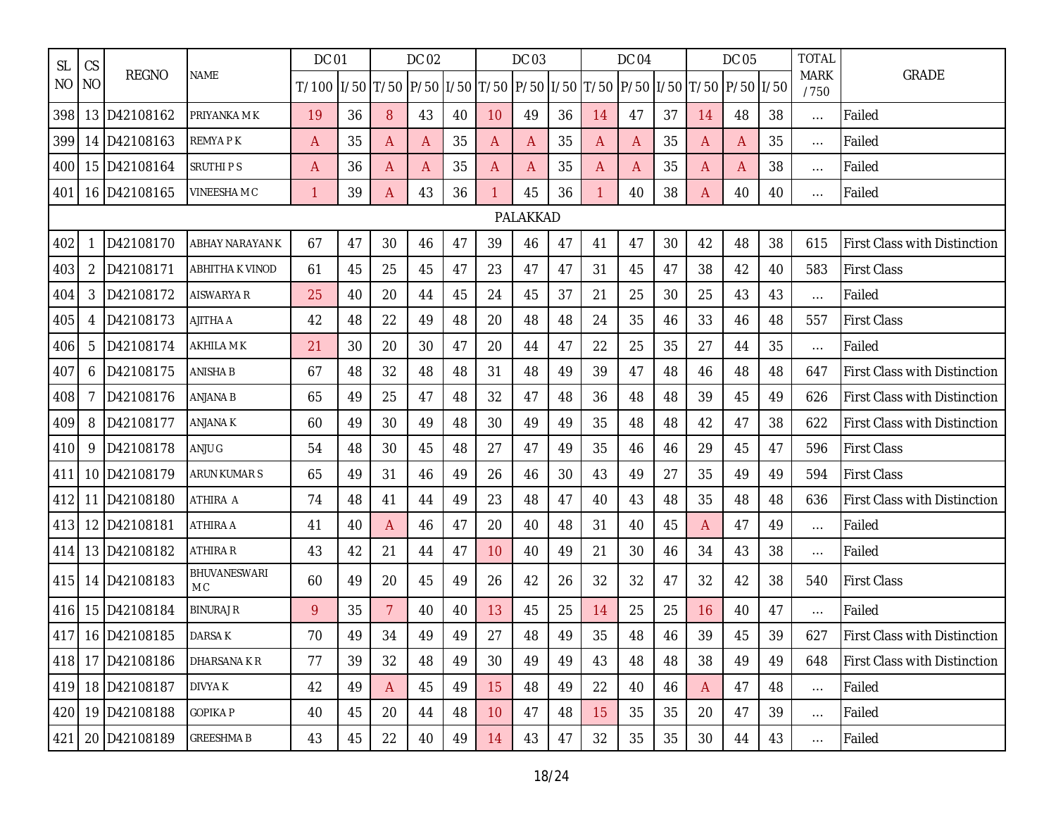| SL NO | CS NO | REGNO | NAME | DC 01 | | DC 02 | | | DC 03 | | | DC 04 | | | DC 05 | | | TOTAL MARK / 750 | GRADE |
|---|---|---|---|---|---|---|---|---|---|---|---|---|---|---|---|---|---|---|---|
| | | | | T/ 100 | I/ 50 | T/ 50 | P/ 50 | I/ 50 | T/ 50 | P/ 50 | I/ 50 | T/ 50 | P/ 50 | I/ 50 | T/ 50 | P/ 50 | I/ 50 | | |
| 398 | 13 | D42108162 | PRIYANKA M K | 19 | 36 | 8 | 43 | 40 | 10 | 49 | 36 | 14 | 47 | 37 | 14 | 48 | 38 | ... | Failed |
| 399 | 14 | D42108163 | REMYA P K | A | 35 | A | A | 35 | A | A | 35 | A | A | 35 | A | A | 35 | ... | Failed |
| 400 | 15 | D42108164 | SRUTHI P S | A | 36 | A | A | 35 | A | A | 35 | A | A | 35 | A | A | 38 | ... | Failed |
| 401 | 16 | D42108165 | VINEESHA M C | 1 | 39 | A | 43 | 36 | 1 | 45 | 36 | 1 | 40 | 38 | A | 40 | 40 | ... | Failed |
| PALAKKAD | | | | | | | | | | | | | | | | | | | |
| 402 | 1 | D42108170 | ABHAY NARAYAN K | 67 | 47 | 30 | 46 | 47 | 39 | 46 | 47 | 41 | 47 | 30 | 42 | 48 | 38 | 615 | First Class with Distinction |
| 403 | 2 | D42108171 | ABHITHA K VINOD | 61 | 45 | 25 | 45 | 47 | 23 | 47 | 47 | 31 | 45 | 47 | 38 | 42 | 40 | 583 | First Class |
| 404 | 3 | D42108172 | AISWARYA R | 25 | 40 | 20 | 44 | 45 | 24 | 45 | 37 | 21 | 25 | 30 | 25 | 43 | 43 | ... | Failed |
| 405 | 4 | D42108173 | AJITHA A | 42 | 48 | 22 | 49 | 48 | 20 | 48 | 48 | 24 | 35 | 46 | 33 | 46 | 48 | 557 | First Class |
| 406 | 5 | D42108174 | AKHILA M K | 21 | 30 | 20 | 30 | 47 | 20 | 44 | 47 | 22 | 25 | 35 | 27 | 44 | 35 | ... | Failed |
| 407 | 6 | D42108175 | ANISHA B | 67 | 48 | 32 | 48 | 48 | 31 | 48 | 49 | 39 | 47 | 48 | 46 | 48 | 48 | 647 | First Class with Distinction |
| 408 | 7 | D42108176 | ANJANA B | 65 | 49 | 25 | 47 | 48 | 32 | 47 | 48 | 36 | 48 | 48 | 39 | 45 | 49 | 626 | First Class with Distinction |
| 409 | 8 | D42108177 | ANJANA K | 60 | 49 | 30 | 49 | 48 | 30 | 49 | 49 | 35 | 48 | 48 | 42 | 47 | 38 | 622 | First Class with Distinction |
| 410 | 9 | D42108178 | ANJU G | 54 | 48 | 30 | 45 | 48 | 27 | 47 | 49 | 35 | 46 | 46 | 29 | 45 | 47 | 596 | First Class |
| 411 | 10 | D42108179 | ARUN KUMAR S | 65 | 49 | 31 | 46 | 49 | 26 | 46 | 30 | 43 | 49 | 27 | 35 | 49 | 49 | 594 | First Class |
| 412 | 11 | D42108180 | ATHIRA A | 74 | 48 | 41 | 44 | 49 | 23 | 48 | 47 | 40 | 43 | 48 | 35 | 48 | 48 | 636 | First Class with Distinction |
| 413 | 12 | D42108181 | ATHIRA A | 41 | 40 | A | 46 | 47 | 20 | 40 | 48 | 31 | 40 | 45 | A | 47 | 49 | ... | Failed |
| 414 | 13 | D42108182 | ATHIRA R | 43 | 42 | 21 | 44 | 47 | 10 | 40 | 49 | 21 | 30 | 46 | 34 | 43 | 38 | ... | Failed |
| 415 | 14 | D42108183 | BHUVANESWARI M C | 60 | 49 | 20 | 45 | 49 | 26 | 42 | 26 | 32 | 32 | 47 | 32 | 42 | 38 | 540 | First Class |
| 416 | 15 | D42108184 | BINURAJ R | 9 | 35 | 7 | 40 | 40 | 13 | 45 | 25 | 14 | 25 | 25 | 16 | 40 | 47 | ... | Failed |
| 417 | 16 | D42108185 | DARSA K | 70 | 49 | 34 | 49 | 49 | 27 | 48 | 49 | 35 | 48 | 46 | 39 | 45 | 39 | 627 | First Class with Distinction |
| 418 | 17 | D42108186 | DHARSANA K R | 77 | 39 | 32 | 48 | 49 | 30 | 49 | 49 | 43 | 48 | 48 | 38 | 49 | 49 | 648 | First Class with Distinction |
| 419 | 18 | D42108187 | DIVYA K | 42 | 49 | A | 45 | 49 | 15 | 48 | 49 | 22 | 40 | 46 | A | 47 | 48 | ... | Failed |
| 420 | 19 | D42108188 | GOPIKA P | 40 | 45 | 20 | 44 | 48 | 10 | 47 | 48 | 15 | 35 | 35 | 20 | 47 | 39 | ... | Failed |
| 421 | 20 | D42108189 | GREESHMA B | 43 | 45 | 22 | 40 | 49 | 14 | 43 | 47 | 32 | 35 | 35 | 30 | 44 | 43 | ... | Failed |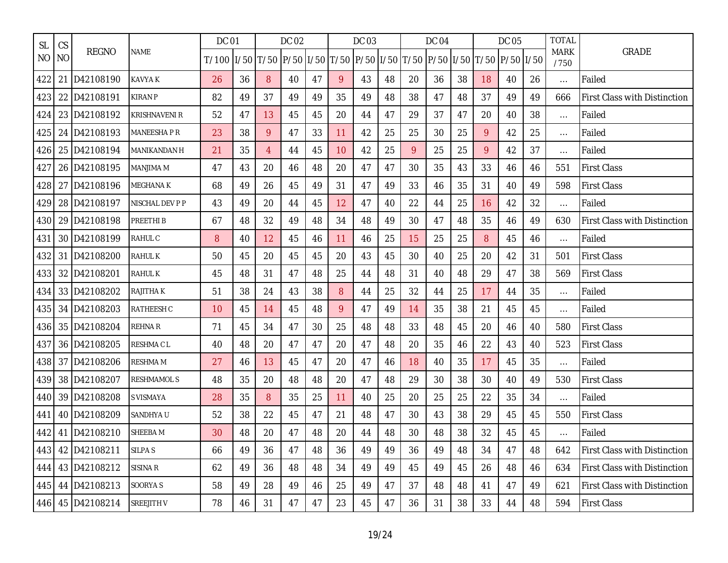| SL NO | CS NO | REGNO | NAME | DC 01 | | DC 02 | | | DC 03 | | | DC 04 | | | DC 05 | | | TOTAL MARK / 750 | GRADE |
|---|---|---|---|---|---|---|---|---|---|---|---|---|---|---|---|---|---|---|---|
| | | | | T/ 100 | I/ 50 | T/ 50 | P/ 50 | I/ 50 | T/ 50 | P/ 50 | I/ 50 | T/ 50 | P/ 50 | I/ 50 | T/ 50 | P/ 50 | I/ 50 | | |
| 422 | 21 | D42108190 | KAVYA K | 26 | 36 | 8 | 40 | 47 | 9 | 43 | 48 | 20 | 36 | 38 | 18 | 40 | 26 | ... | Failed |
| 423 | 22 | D42108191 | KIRAN P | 82 | 49 | 37 | 49 | 49 | 35 | 49 | 48 | 38 | 47 | 48 | 37 | 49 | 49 | 666 | First Class with Distinction |
| 424 | 23 | D42108192 | KRISHNAVENI R | 52 | 47 | 13 | 45 | 45 | 20 | 44 | 47 | 29 | 37 | 47 | 20 | 40 | 38 | ... | Failed |
| 425 | 24 | D42108193 | MANEESHA P R | 23 | 38 | 9 | 47 | 33 | 11 | 42 | 25 | 25 | 30 | 25 | 9 | 42 | 25 | ... | Failed |
| 426 | 25 | D42108194 | MANIKANDAN H | 21 | 35 | 4 | 44 | 45 | 10 | 42 | 25 | 9 | 25 | 25 | 9 | 42 | 37 | ... | Failed |
| 427 | 26 | D42108195 | MANJIMA M | 47 | 43 | 20 | 46 | 48 | 20 | 47 | 47 | 30 | 35 | 43 | 33 | 46 | 46 | 551 | First Class |
| 428 | 27 | D42108196 | MEGHANA K | 68 | 49 | 26 | 45 | 49 | 31 | 47 | 49 | 33 | 46 | 35 | 31 | 40 | 49 | 598 | First Class |
| 429 | 28 | D42108197 | NISCHAL DEV P P | 43 | 49 | 20 | 44 | 45 | 12 | 47 | 40 | 22 | 44 | 25 | 16 | 42 | 32 | ... | Failed |
| 430 | 29 | D42108198 | PREETHI B | 67 | 48 | 32 | 49 | 48 | 34 | 48 | 49 | 30 | 47 | 48 | 35 | 46 | 49 | 630 | First Class with Distinction |
| 431 | 30 | D42108199 | RAHUL C | 8 | 40 | 12 | 45 | 46 | 11 | 46 | 25 | 15 | 25 | 25 | 8 | 45 | 46 | ... | Failed |
| 432 | 31 | D42108200 | RAHUL K | 50 | 45 | 20 | 45 | 45 | 20 | 43 | 45 | 30 | 40 | 25 | 20 | 42 | 31 | 501 | First Class |
| 433 | 32 | D42108201 | RAHUL K | 45 | 48 | 31 | 47 | 48 | 25 | 44 | 48 | 31 | 40 | 48 | 29 | 47 | 38 | 569 | First Class |
| 434 | 33 | D42108202 | RAJITHA K | 51 | 38 | 24 | 43 | 38 | 8 | 44 | 25 | 32 | 44 | 25 | 17 | 44 | 35 | ... | Failed |
| 435 | 34 | D42108203 | RATHEESH C | 10 | 45 | 14 | 45 | 48 | 9 | 47 | 49 | 14 | 35 | 38 | 21 | 45 | 45 | ... | Failed |
| 436 | 35 | D42108204 | REHNA R | 71 | 45 | 34 | 47 | 30 | 25 | 48 | 48 | 33 | 48 | 45 | 20 | 46 | 40 | 580 | First Class |
| 437 | 36 | D42108205 | RESHMA C L | 40 | 48 | 20 | 47 | 47 | 20 | 47 | 48 | 20 | 35 | 46 | 22 | 43 | 40 | 523 | First Class |
| 438 | 37 | D42108206 | RESHMA M | 27 | 46 | 13 | 45 | 47 | 20 | 47 | 46 | 18 | 40 | 35 | 17 | 45 | 35 | ... | Failed |
| 439 | 38 | D42108207 | RESHMAMOL S | 48 | 35 | 20 | 48 | 48 | 20 | 47 | 48 | 29 | 30 | 38 | 30 | 40 | 49 | 530 | First Class |
| 440 | 39 | D42108208 | S VISMAYA | 28 | 35 | 8 | 35 | 25 | 11 | 40 | 25 | 20 | 25 | 25 | 22 | 35 | 34 | ... | Failed |
| 441 | 40 | D42108209 | SANDHYA U | 52 | 38 | 22 | 45 | 47 | 21 | 48 | 47 | 30 | 43 | 38 | 29 | 45 | 45 | 550 | First Class |
| 442 | 41 | D42108210 | SHEEBA M | 30 | 48 | 20 | 47 | 48 | 20 | 44 | 48 | 30 | 48 | 38 | 32 | 45 | 45 | ... | Failed |
| 443 | 42 | D42108211 | SILPA S | 66 | 49 | 36 | 47 | 48 | 36 | 49 | 49 | 36 | 49 | 48 | 34 | 47 | 48 | 642 | First Class with Distinction |
| 444 | 43 | D42108212 | SISINA R | 62 | 49 | 36 | 48 | 48 | 34 | 49 | 49 | 45 | 49 | 45 | 26 | 48 | 46 | 634 | First Class with Distinction |
| 445 | 44 | D42108213 | SOORYA S | 58 | 49 | 28 | 49 | 46 | 25 | 49 | 47 | 37 | 48 | 48 | 41 | 47 | 49 | 621 | First Class with Distinction |
| 446 | 45 | D42108214 | SREEJITH V | 78 | 46 | 31 | 47 | 47 | 23 | 45 | 47 | 36 | 31 | 38 | 33 | 44 | 48 | 594 | First Class |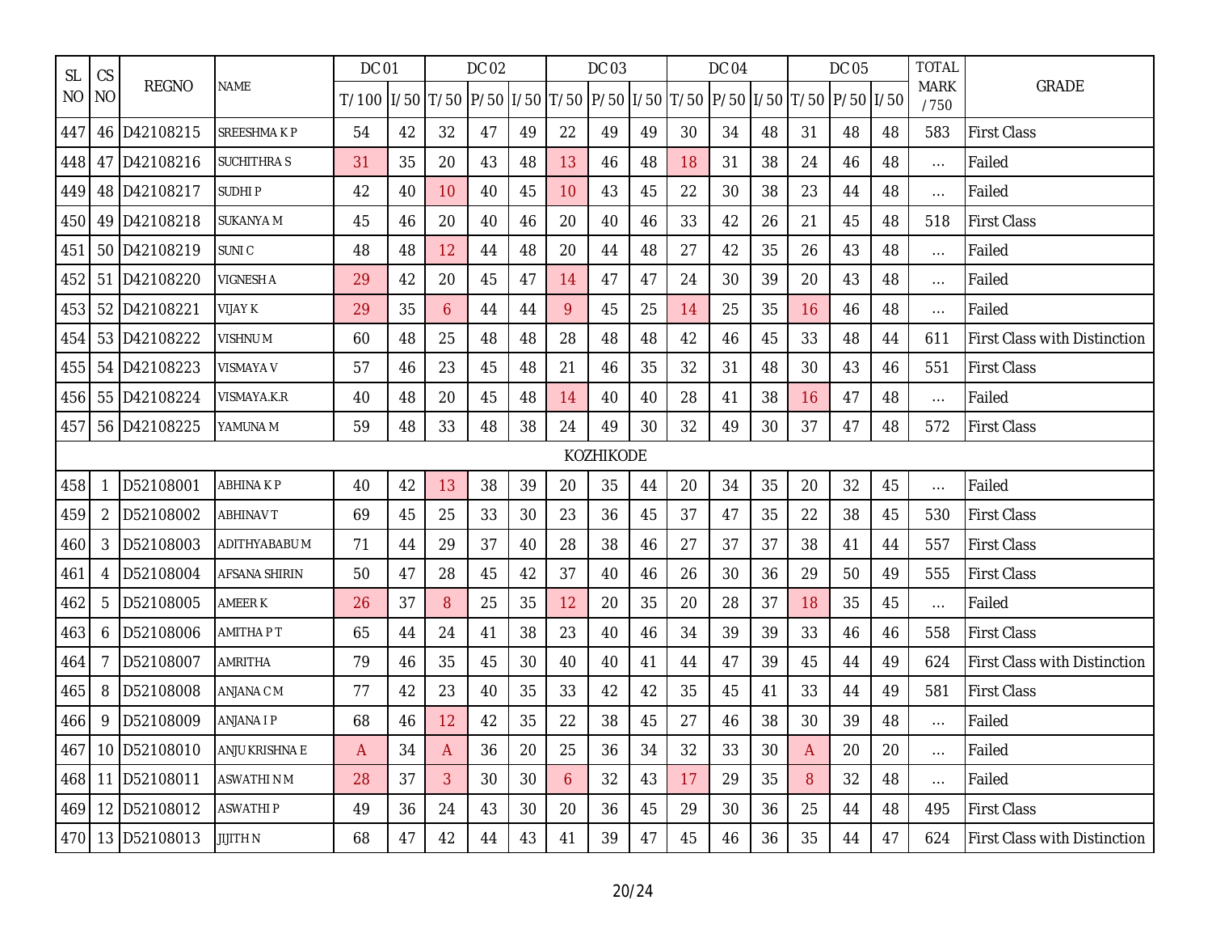| SL NO | CS NO | REGNO | NAME | DC 01 | | DC 02 | | | DC 03 | | | DC 04 | | | DC 05 | | | TOTAL MARK / 750 | GRADE |
|---|---|---|---|---|---|---|---|---|---|---|---|---|---|---|---|---|---|---|---|
| | | | | T/ 100 | I/ 50 | T/ 50 | P/ 50 | I/ 50 | T/ 50 | P/ 50 | I/ 50 | T/ 50 | P/ 50 | I/ 50 | T/ 50 | P/ 50 | I/ 50 | | |
| 447 | 46 | D42108215 | SREESHMA K P | 54 | 42 | 32 | 47 | 49 | 22 | 49 | 49 | 30 | 34 | 48 | 31 | 48 | 48 | 583 | First Class |
| 448 | 47 | D42108216 | SUCHITHRA S | 31 | 35 | 20 | 43 | 48 | 13 | 46 | 48 | 18 | 31 | 38 | 24 | 46 | 48 | ... | Failed |
| 449 | 48 | D42108217 | SUDHI P | 42 | 40 | 10 | 40 | 45 | 10 | 43 | 45 | 22 | 30 | 38 | 23 | 44 | 48 | ... | Failed |
| 450 | 49 | D42108218 | SUKANYA M | 45 | 46 | 20 | 40 | 46 | 20 | 40 | 46 | 33 | 42 | 26 | 21 | 45 | 48 | 518 | First Class |
| 451 | 50 | D42108219 | SUNI C | 48 | 48 | 12 | 44 | 48 | 20 | 44 | 48 | 27 | 42 | 35 | 26 | 43 | 48 | ... | Failed |
| 452 | 51 | D42108220 | VIGNESH A | 29 | 42 | 20 | 45 | 47 | 14 | 47 | 47 | 24 | 30 | 39 | 20 | 43 | 48 | ... | Failed |
| 453 | 52 | D42108221 | VIJAY K | 29 | 35 | 6 | 44 | 44 | 9 | 45 | 25 | 14 | 25 | 35 | 16 | 46 | 48 | ... | Failed |
| 454 | 53 | D42108222 | VISHNU M | 60 | 48 | 25 | 48 | 48 | 28 | 48 | 48 | 42 | 46 | 45 | 33 | 48 | 44 | 611 | First Class with Distinction |
| 455 | 54 | D42108223 | VISMAYA V | 57 | 46 | 23 | 45 | 48 | 21 | 46 | 35 | 32 | 31 | 48 | 30 | 43 | 46 | 551 | First Class |
| 456 | 55 | D42108224 | VISMAYA.K.R | 40 | 48 | 20 | 45 | 48 | 14 | 40 | 40 | 28 | 41 | 38 | 16 | 47 | 48 | ... | Failed |
| 457 | 56 | D42108225 | YAMUNA M | 59 | 48 | 33 | 48 | 38 | 24 | 49 | 30 | 32 | 49 | 30 | 37 | 47 | 48 | 572 | First Class |
| KOZHIKODE | | | | | | | | | | | | | | | | | | | |
| 458 | 1 | D52108001 | ABHINA K P | 40 | 42 | 13 | 38 | 39 | 20 | 35 | 44 | 20 | 34 | 35 | 20 | 32 | 45 | ... | Failed |
| 459 | 2 | D52108002 | ABHINAV T | 69 | 45 | 25 | 33 | 30 | 23 | 36 | 45 | 37 | 47 | 35 | 22 | 38 | 45 | 530 | First Class |
| 460 | 3 | D52108003 | ADITHYABABU M | 71 | 44 | 29 | 37 | 40 | 28 | 38 | 46 | 27 | 37 | 37 | 38 | 41 | 44 | 557 | First Class |
| 461 | 4 | D52108004 | AFSANA SHIRIN | 50 | 47 | 28 | 45 | 42 | 37 | 40 | 46 | 26 | 30 | 36 | 29 | 50 | 49 | 555 | First Class |
| 462 | 5 | D52108005 | AMEER K | 26 | 37 | 8 | 25 | 35 | 12 | 20 | 35 | 20 | 28 | 37 | 18 | 35 | 45 | ... | Failed |
| 463 | 6 | D52108006 | AMITHA P T | 65 | 44 | 24 | 41 | 38 | 23 | 40 | 46 | 34 | 39 | 39 | 33 | 46 | 46 | 558 | First Class |
| 464 | 7 | D52108007 | AMRITHA | 79 | 46 | 35 | 45 | 30 | 40 | 40 | 41 | 44 | 47 | 39 | 45 | 44 | 49 | 624 | First Class with Distinction |
| 465 | 8 | D52108008 | ANJANA C M | 77 | 42 | 23 | 40 | 35 | 33 | 42 | 42 | 35 | 45 | 41 | 33 | 44 | 49 | 581 | First Class |
| 466 | 9 | D52108009 | ANJANA I P | 68 | 46 | 12 | 42 | 35 | 22 | 38 | 45 | 27 | 46 | 38 | 30 | 39 | 48 | ... | Failed |
| 467 | 10 | D52108010 | ANJU KRISHNA E | A | 34 | A | 36 | 20 | 25 | 36 | 34 | 32 | 33 | 30 | A | 20 | 20 | ... | Failed |
| 468 | 11 | D52108011 | ASWATHI N M | 28 | 37 | 3 | 30 | 30 | 6 | 32 | 43 | 17 | 29 | 35 | 8 | 32 | 48 | ... | Failed |
| 469 | 12 | D52108012 | ASWATHI P | 49 | 36 | 24 | 43 | 30 | 20 | 36 | 45 | 29 | 30 | 36 | 25 | 44 | 48 | 495 | First Class |
| 470 | 13 | D52108013 | JIJITH N | 68 | 47 | 42 | 44 | 43 | 41 | 39 | 47 | 45 | 46 | 36 | 35 | 44 | 47 | 624 | First Class with Distinction |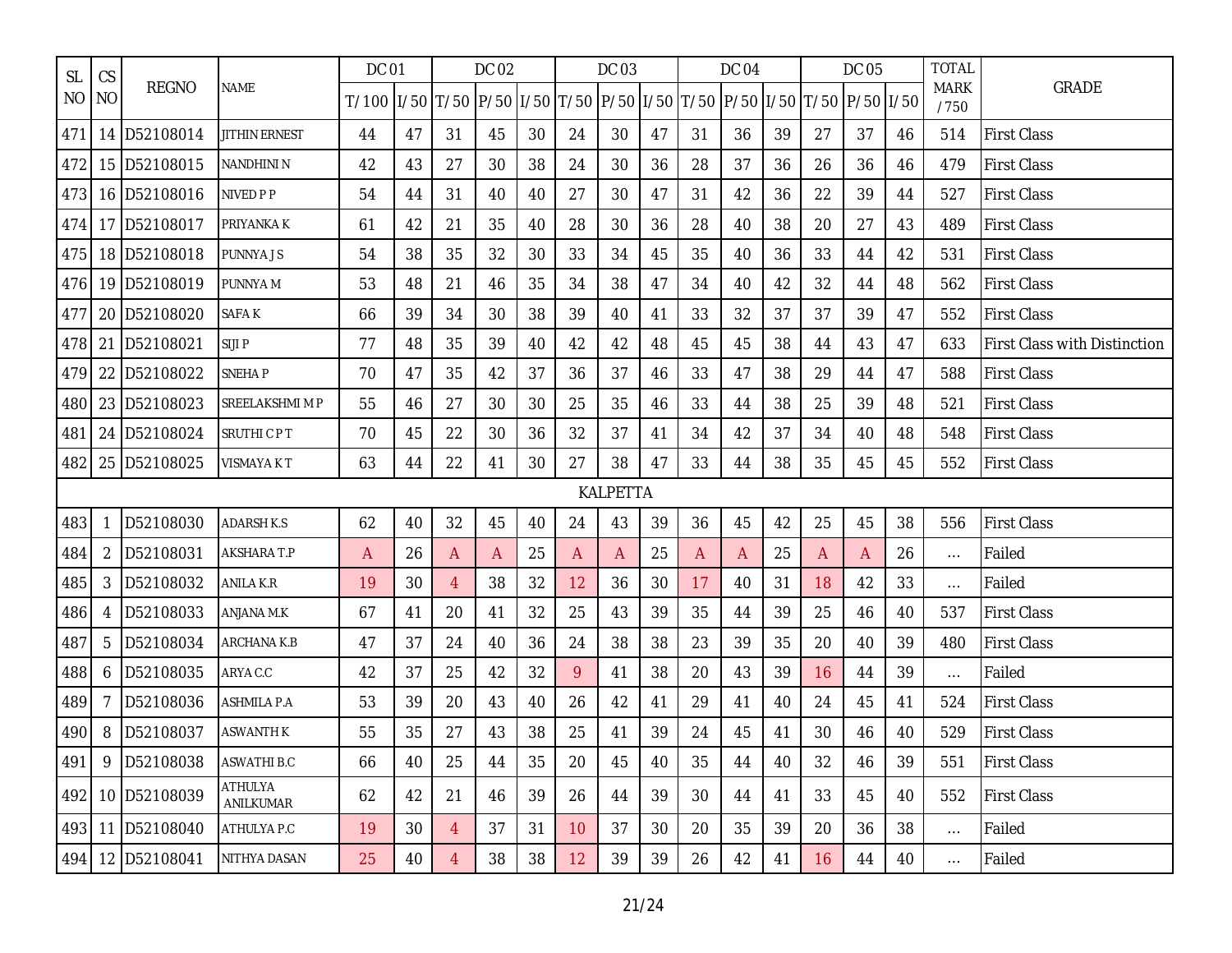| SL NO | CS NO | REGNO | NAME | DC 01 | | DC 02 | | | DC 03 | | | DC 04 | | | DC 05 | | | TOTAL MARK / 750 | GRADE |
|---|---|---|---|---|---|---|---|---|---|---|---|---|---|---|---|---|---|---|---|
| | | | | T/ 100 | I/ 50 | T/ 50 | P/ 50 | I/ 50 | T/ 50 | P/ 50 | I/ 50 | T/ 50 | P/ 50 | I/ 50 | T/ 50 | P/ 50 | I/ 50 | | |
| 471 | 14 | D52108014 | JITHIN ERNEST | 44 | 47 | 31 | 45 | 30 | 24 | 30 | 47 | 31 | 36 | 39 | 27 | 37 | 46 | 514 | First Class |
| 472 | 15 | D52108015 | NANDHINI N | 42 | 43 | 27 | 30 | 38 | 24 | 30 | 36 | 28 | 37 | 36 | 26 | 36 | 46 | 479 | First Class |
| 473 | 16 | D52108016 | NIVED P P | 54 | 44 | 31 | 40 | 40 | 27 | 30 | 47 | 31 | 42 | 36 | 22 | 39 | 44 | 527 | First Class |
| 474 | 17 | D52108017 | PRIYANKA K | 61 | 42 | 21 | 35 | 40 | 28 | 30 | 36 | 28 | 40 | 38 | 20 | 27 | 43 | 489 | First Class |
| 475 | 18 | D52108018 | PUNNYA J S | 54 | 38 | 35 | 32 | 30 | 33 | 34 | 45 | 35 | 40 | 36 | 33 | 44 | 42 | 531 | First Class |
| 476 | 19 | D52108019 | PUNNYA M | 53 | 48 | 21 | 46 | 35 | 34 | 38 | 47 | 34 | 40 | 42 | 32 | 44 | 48 | 562 | First Class |
| 477 | 20 | D52108020 | SAFA K | 66 | 39 | 34 | 30 | 38 | 39 | 40 | 41 | 33 | 32 | 37 | 37 | 39 | 47 | 552 | First Class |
| 478 | 21 | D52108021 | SIJI P | 77 | 48 | 35 | 39 | 40 | 42 | 42 | 48 | 45 | 45 | 38 | 44 | 43 | 47 | 633 | First Class with Distinction |
| 479 | 22 | D52108022 | SNEHA P | 70 | 47 | 35 | 42 | 37 | 36 | 37 | 46 | 33 | 47 | 38 | 29 | 44 | 47 | 588 | First Class |
| 480 | 23 | D52108023 | SREELAKSHMI M P | 55 | 46 | 27 | 30 | 30 | 25 | 35 | 46 | 33 | 44 | 38 | 25 | 39 | 48 | 521 | First Class |
| 481 | 24 | D52108024 | SRUTHI C P T | 70 | 45 | 22 | 30 | 36 | 32 | 37 | 41 | 34 | 42 | 37 | 34 | 40 | 48 | 548 | First Class |
| 482 | 25 | D52108025 | VISMAYA K T | 63 | 44 | 22 | 41 | 30 | 27 | 38 | 47 | 33 | 44 | 38 | 35 | 45 | 45 | 552 | First Class |
| KALPETTA | | | | | | | | | | | | | | | | | | | |
| 483 | 1 | D52108030 | ADARSH K.S | 62 | 40 | 32 | 45 | 40 | 24 | 43 | 39 | 36 | 45 | 42 | 25 | 45 | 38 | 556 | First Class |
| 484 | 2 | D52108031 | AKSHARA T.P | A | 26 | A | A | 25 | A | A | 25 | A | A | 25 | A | A | 26 | ... | Failed |
| 485 | 3 | D52108032 | ANILA K.R | 19 | 30 | 4 | 38 | 32 | 12 | 36 | 30 | 17 | 40 | 31 | 18 | 42 | 33 | ... | Failed |
| 486 | 4 | D52108033 | ANJANA M.K | 67 | 41 | 20 | 41 | 32 | 25 | 43 | 39 | 35 | 44 | 39 | 25 | 46 | 40 | 537 | First Class |
| 487 | 5 | D52108034 | ARCHANA K.B | 47 | 37 | 24 | 40 | 36 | 24 | 38 | 38 | 23 | 39 | 35 | 20 | 40 | 39 | 480 | First Class |
| 488 | 6 | D52108035 | ARYA C.C | 42 | 37 | 25 | 42 | 32 | 9 | 41 | 38 | 20 | 43 | 39 | 16 | 44 | 39 | ... | Failed |
| 489 | 7 | D52108036 | ASHMILA P.A | 53 | 39 | 20 | 43 | 40 | 26 | 42 | 41 | 29 | 41 | 40 | 24 | 45 | 41 | 524 | First Class |
| 490 | 8 | D52108037 | ASWANTH K | 55 | 35 | 27 | 43 | 38 | 25 | 41 | 39 | 24 | 45 | 41 | 30 | 46 | 40 | 529 | First Class |
| 491 | 9 | D52108038 | ASWATHI B.C | 66 | 40 | 25 | 44 | 35 | 20 | 45 | 40 | 35 | 44 | 40 | 32 | 46 | 39 | 551 | First Class |
| 492 | 10 | D52108039 | ATHULYA ANILKUMAR | 62 | 42 | 21 | 46 | 39 | 26 | 44 | 39 | 30 | 44 | 41 | 33 | 45 | 40 | 552 | First Class |
| 493 | 11 | D52108040 | ATHULYA P.C | 19 | 30 | 4 | 37 | 31 | 10 | 37 | 30 | 20 | 35 | 39 | 20 | 36 | 38 | ... | Failed |
| 494 | 12 | D52108041 | NITHYA DASAN | 25 | 40 | 4 | 38 | 38 | 12 | 39 | 39 | 26 | 42 | 41 | 16 | 44 | 40 | ... | Failed |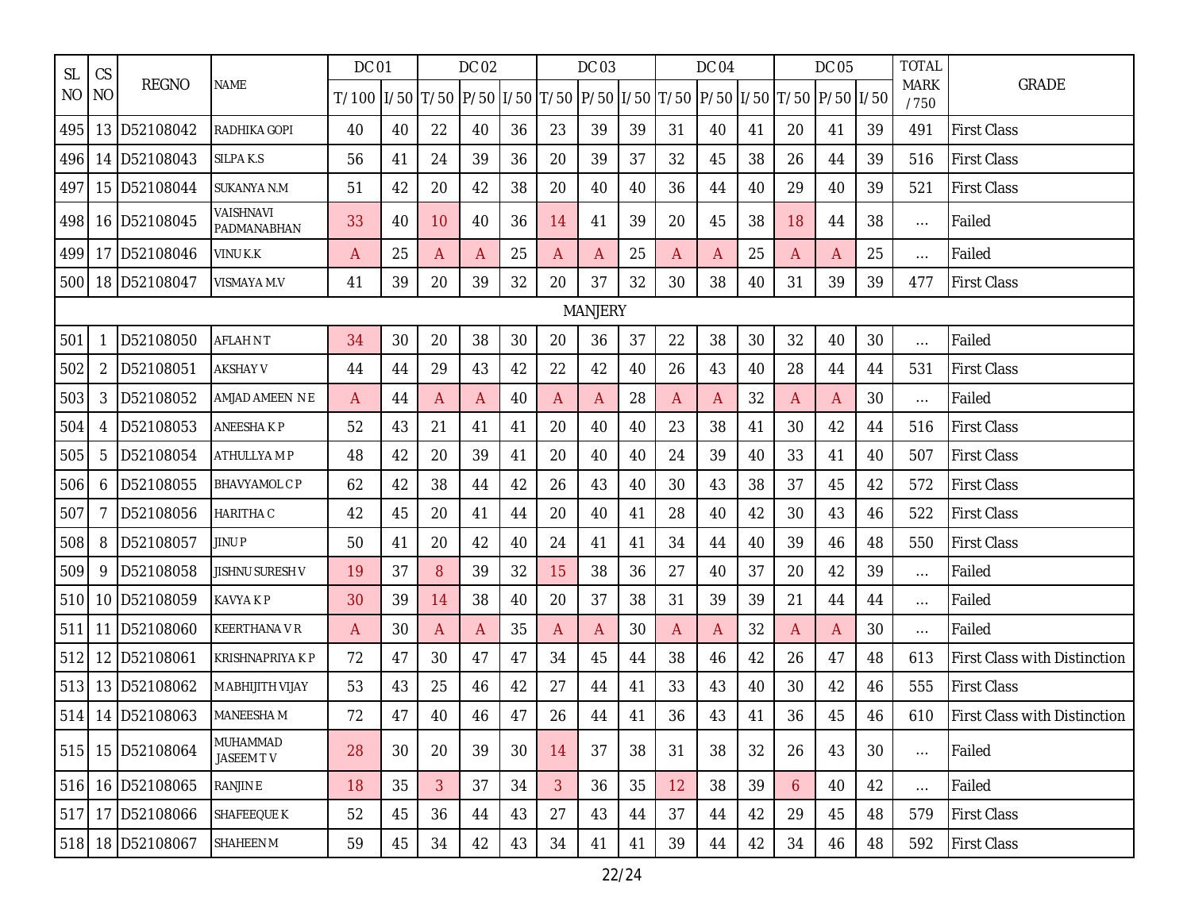| SL NO | CS NO | REGNO | NAME | DC 01 | | DC 02 | | | DC 03 | | | DC 04 | | | DC 05 | | | TOTAL MARK / 750 | GRADE |
|---|---|---|---|---|---|---|---|---|---|---|---|---|---|---|---|---|---|---|---|
| | | | | T/ 100 | I/ 50 | T/ 50 | P/ 50 | I/ 50 | T/ 50 | P/ 50 | I/ 50 | T/ 50 | P/ 50 | I/ 50 | T/ 50 | P/ 50 | I/ 50 | | |
| 495 | 13 | D52108042 | RADHIKA GOPI | 40 | 40 | 22 | 40 | 36 | 23 | 39 | 39 | 31 | 40 | 41 | 20 | 41 | 39 | 491 | First Class |
| 496 | 14 | D52108043 | SILPA K.S | 56 | 41 | 24 | 39 | 36 | 20 | 39 | 37 | 32 | 45 | 38 | 26 | 44 | 39 | 516 | First Class |
| 497 | 15 | D52108044 | SUKANYA N.M | 51 | 42 | 20 | 42 | 38 | 20 | 40 | 40 | 36 | 44 | 40 | 29 | 40 | 39 | 521 | First Class |
| 498 | 16 | D52108045 | VAISHNAVI PADMANABHAN | 33 | 40 | 10 | 40 | 36 | 14 | 41 | 39 | 20 | 45 | 38 | 18 | 44 | 38 | ... | Failed |
| 499 | 17 | D52108046 | VINU K.K | A | 25 | A | A | 25 | A | A | 25 | A | A | 25 | A | A | 25 | ... | Failed |
| 500 | 18 | D52108047 | VISMAYA M.V | 41 | 39 | 20 | 39 | 32 | 20 | 37 | 32 | 30 | 38 | 40 | 31 | 39 | 39 | 477 | First Class |
| MANJERY | | | | | | | | | | | | | | | | | | | |
| 501 | 1 | D52108050 | AFLAH N T | 34 | 30 | 20 | 38 | 30 | 20 | 36 | 37 | 22 | 38 | 30 | 32 | 40 | 30 | ... | Failed |
| 502 | 2 | D52108051 | AKSHAY V | 44 | 44 | 29 | 43 | 42 | 22 | 42 | 40 | 26 | 43 | 40 | 28 | 44 | 44 | 531 | First Class |
| 503 | 3 | D52108052 | AMJAD AMEEN N E | A | 44 | A | A | 40 | A | A | 28 | A | A | 32 | A | A | 30 | ... | Failed |
| 504 | 4 | D52108053 | ANEESHA K P | 52 | 43 | 21 | 41 | 41 | 20 | 40 | 40 | 23 | 38 | 41 | 30 | 42 | 44 | 516 | First Class |
| 505 | 5 | D52108054 | ATHULLYA M P | 48 | 42 | 20 | 39 | 41 | 20 | 40 | 40 | 24 | 39 | 40 | 33 | 41 | 40 | 507 | First Class |
| 506 | 6 | D52108055 | BHAVYAMOL C P | 62 | 42 | 38 | 44 | 42 | 26 | 43 | 40 | 30 | 43 | 38 | 37 | 45 | 42 | 572 | First Class |
| 507 | 7 | D52108056 | HARITHA C | 42 | 45 | 20 | 41 | 44 | 20 | 40 | 41 | 28 | 40 | 42 | 30 | 43 | 46 | 522 | First Class |
| 508 | 8 | D52108057 | JINU P | 50 | 41 | 20 | 42 | 40 | 24 | 41 | 41 | 34 | 44 | 40 | 39 | 46 | 48 | 550 | First Class |
| 509 | 9 | D52108058 | JISHNU SURESH V | 19 | 37 | 8 | 39 | 32 | 15 | 38 | 36 | 27 | 40 | 37 | 20 | 42 | 39 | ... | Failed |
| 510 | 10 | D52108059 | KAVYA K P | 30 | 39 | 14 | 38 | 40 | 20 | 37 | 38 | 31 | 39 | 39 | 21 | 44 | 44 | ... | Failed |
| 511 | 11 | D52108060 | KEERTHANA V R | A | 30 | A | A | 35 | A | A | 30 | A | A | 32 | A | A | 30 | ... | Failed |
| 512 | 12 | D52108061 | KRISHNAPRIYA K P | 72 | 47 | 30 | 47 | 47 | 34 | 45 | 44 | 38 | 46 | 42 | 26 | 47 | 48 | 613 | First Class with Distinction |
| 513 | 13 | D52108062 | M ABHIJITH VIJAY | 53 | 43 | 25 | 46 | 42 | 27 | 44 | 41 | 33 | 43 | 40 | 30 | 42 | 46 | 555 | First Class |
| 514 | 14 | D52108063 | MANEESHA M | 72 | 47 | 40 | 46 | 47 | 26 | 44 | 41 | 36 | 43 | 41 | 36 | 45 | 46 | 610 | First Class with Distinction |
| 515 | 15 | D52108064 | MUHAMMAD JASEEM T V | 28 | 30 | 20 | 39 | 30 | 14 | 37 | 38 | 31 | 38 | 32 | 26 | 43 | 30 | ... | Failed |
| 516 | 16 | D52108065 | RANJIN E | 18 | 35 | 3 | 37 | 34 | 3 | 36 | 35 | 12 | 38 | 39 | 6 | 40 | 42 | ... | Failed |
| 517 | 17 | D52108066 | SHAFEEQUE K | 52 | 45 | 36 | 44 | 43 | 27 | 43 | 44 | 37 | 44 | 42 | 29 | 45 | 48 | 579 | First Class |
| 518 | 18 | D52108067 | SHAHEEN M | 59 | 45 | 34 | 42 | 43 | 34 | 41 | 41 | 39 | 44 | 42 | 34 | 46 | 48 | 592 | First Class |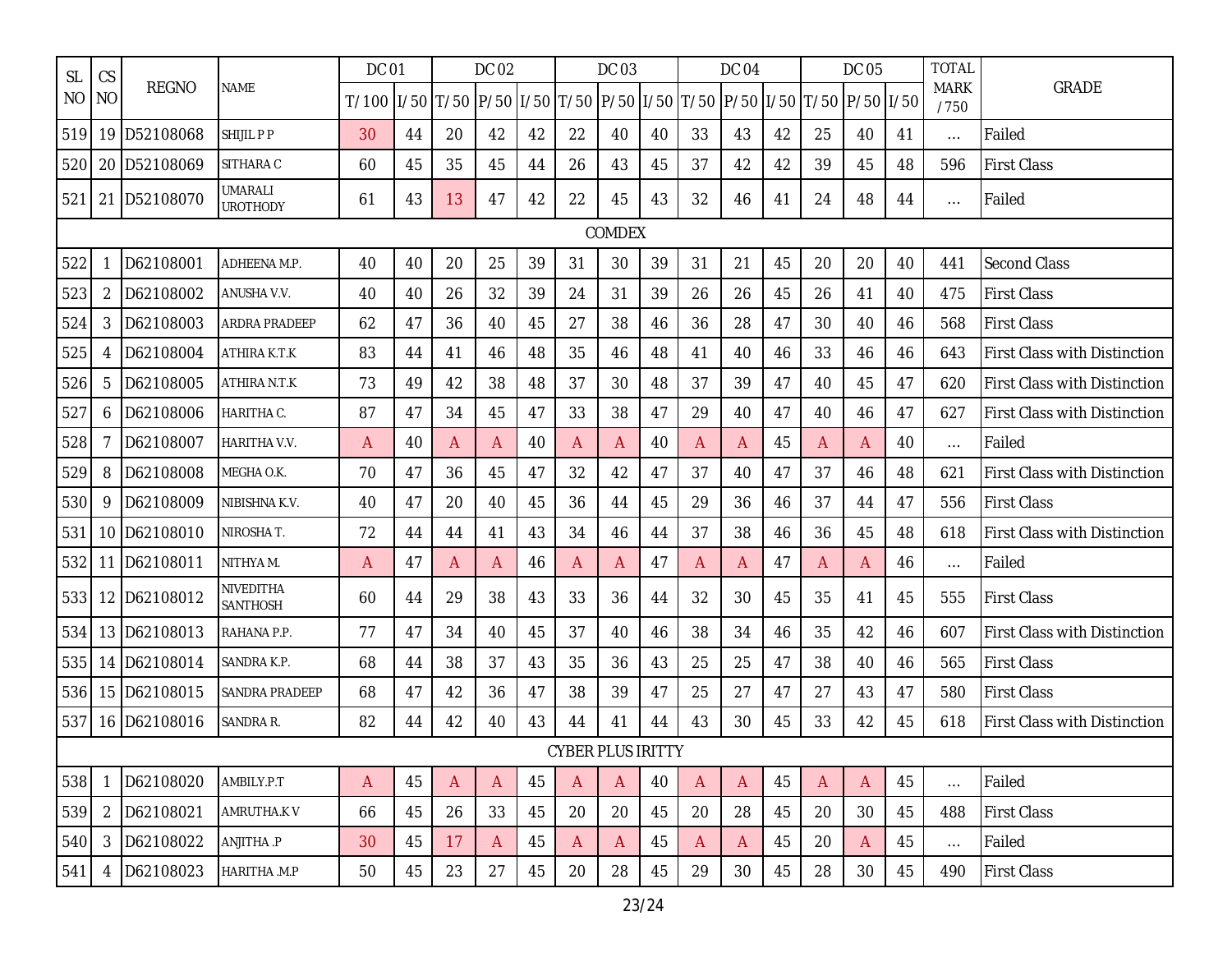| SL NO | CS NO | REGNO | NAME | DC 01 | | DC 02 | | | DC 03 | | | DC 04 | | | DC 05 | | | TOTAL MARK / 750 | GRADE |
|---|---|---|---|---|---|---|---|---|---|---|---|---|---|---|---|---|---|---|---|
| | | | | T/ 100 | I/ 50 | T/ 50 | P/ 50 | I/ 50 | T/ 50 | P/ 50 | I/ 50 | T/ 50 | P/ 50 | I/ 50 | T/ 50 | P/ 50 | I/ 50 | | |
| 519 | 19 | D52108068 | SHIJIL P P | 30 | 44 | 20 | 42 | 42 | 22 | 40 | 40 | 33 | 43 | 42 | 25 | 40 | 41 | ... | Failed |
| 520 | 20 | D52108069 | SITHARA C | 60 | 45 | 35 | 45 | 44 | 26 | 43 | 45 | 37 | 42 | 42 | 39 | 45 | 48 | 596 | First Class |
| 521 | 21 | D52108070 | UMARALI UROTHODY | 61 | 43 | 13 | 47 | 42 | 22 | 45 | 43 | 32 | 46 | 41 | 24 | 48 | 44 | ... | Failed |
| COMDEX | | | | | | | | | | | | | | | | | | | |
| 522 | 1 | D62108001 | ADHEENA M.P. | 40 | 40 | 20 | 25 | 39 | 31 | 30 | 39 | 31 | 21 | 45 | 20 | 20 | 40 | 441 | Second Class |
| 523 | 2 | D62108002 | ANUSHA V.V. | 40 | 40 | 26 | 32 | 39 | 24 | 31 | 39 | 26 | 26 | 45 | 26 | 41 | 40 | 475 | First Class |
| 524 | 3 | D62108003 | ARDRA PRADEEP | 62 | 47 | 36 | 40 | 45 | 27 | 38 | 46 | 36 | 28 | 47 | 30 | 40 | 46 | 568 | First Class |
| 525 | 4 | D62108004 | ATHIRA K.T.K | 83 | 44 | 41 | 46 | 48 | 35 | 46 | 48 | 41 | 40 | 46 | 33 | 46 | 46 | 643 | First Class with Distinction |
| 526 | 5 | D62108005 | ATHIRA N.T.K | 73 | 49 | 42 | 38 | 48 | 37 | 30 | 48 | 37 | 39 | 47 | 40 | 45 | 47 | 620 | First Class with Distinction |
| 527 | 6 | D62108006 | HARITHA C. | 87 | 47 | 34 | 45 | 47 | 33 | 38 | 47 | 29 | 40 | 47 | 40 | 46 | 47 | 627 | First Class with Distinction |
| 528 | 7 | D62108007 | HARITHA V.V. | A | 40 | A | A | 40 | A | A | 40 | A | A | 45 | A | A | 40 | ... | Failed |
| 529 | 8 | D62108008 | MEGHA O.K. | 70 | 47 | 36 | 45 | 47 | 32 | 42 | 47 | 37 | 40 | 47 | 37 | 46 | 48 | 621 | First Class with Distinction |
| 530 | 9 | D62108009 | NIBISHNA K.V. | 40 | 47 | 20 | 40 | 45 | 36 | 44 | 45 | 29 | 36 | 46 | 37 | 44 | 47 | 556 | First Class |
| 531 | 10 | D62108010 | NIROSHA T. | 72 | 44 | 44 | 41 | 43 | 34 | 46 | 44 | 37 | 38 | 46 | 36 | 45 | 48 | 618 | First Class with Distinction |
| 532 | 11 | D62108011 | NITHYA M. | A | 47 | A | A | 46 | A | A | 47 | A | A | 47 | A | A | 46 | ... | Failed |
| 533 | 12 | D62108012 | NIVEDITHA SANTHOSH | 60 | 44 | 29 | 38 | 43 | 33 | 36 | 44 | 32 | 30 | 45 | 35 | 41 | 45 | 555 | First Class |
| 534 | 13 | D62108013 | RAHANA P.P. | 77 | 47 | 34 | 40 | 45 | 37 | 40 | 46 | 38 | 34 | 46 | 35 | 42 | 46 | 607 | First Class with Distinction |
| 535 | 14 | D62108014 | SANDRA K.P. | 68 | 44 | 38 | 37 | 43 | 35 | 36 | 43 | 25 | 25 | 47 | 38 | 40 | 46 | 565 | First Class |
| 536 | 15 | D62108015 | SANDRA PRADEEP | 68 | 47 | 42 | 36 | 47 | 38 | 39 | 47 | 25 | 27 | 47 | 27 | 43 | 47 | 580 | First Class |
| 537 | 16 | D62108016 | SANDRA R. | 82 | 44 | 42 | 40 | 43 | 44 | 41 | 44 | 43 | 30 | 45 | 33 | 42 | 45 | 618 | First Class with Distinction |
| CYBER PLUS IRITTY | | | | | | | | | | | | | | | | | | | |
| 538 | 1 | D62108020 | AMBILY.P.T | A | 45 | A | A | 45 | A | A | 40 | A | A | 45 | A | A | 45 | ... | Failed |
| 539 | 2 | D62108021 | AMRUTHA.K V | 66 | 45 | 26 | 33 | 45 | 20 | 20 | 45 | 20 | 28 | 45 | 20 | 30 | 45 | 488 | First Class |
| 540 | 3 | D62108022 | ANJITHA .P | 30 | 45 | 17 | A | 45 | A | A | 45 | A | A | 45 | 20 | A | 45 | ... | Failed |
| 541 | 4 | D62108023 | HARITHA .M.P | 50 | 45 | 23 | 27 | 45 | 20 | 28 | 45 | 29 | 30 | 45 | 28 | 30 | 45 | 490 | First Class |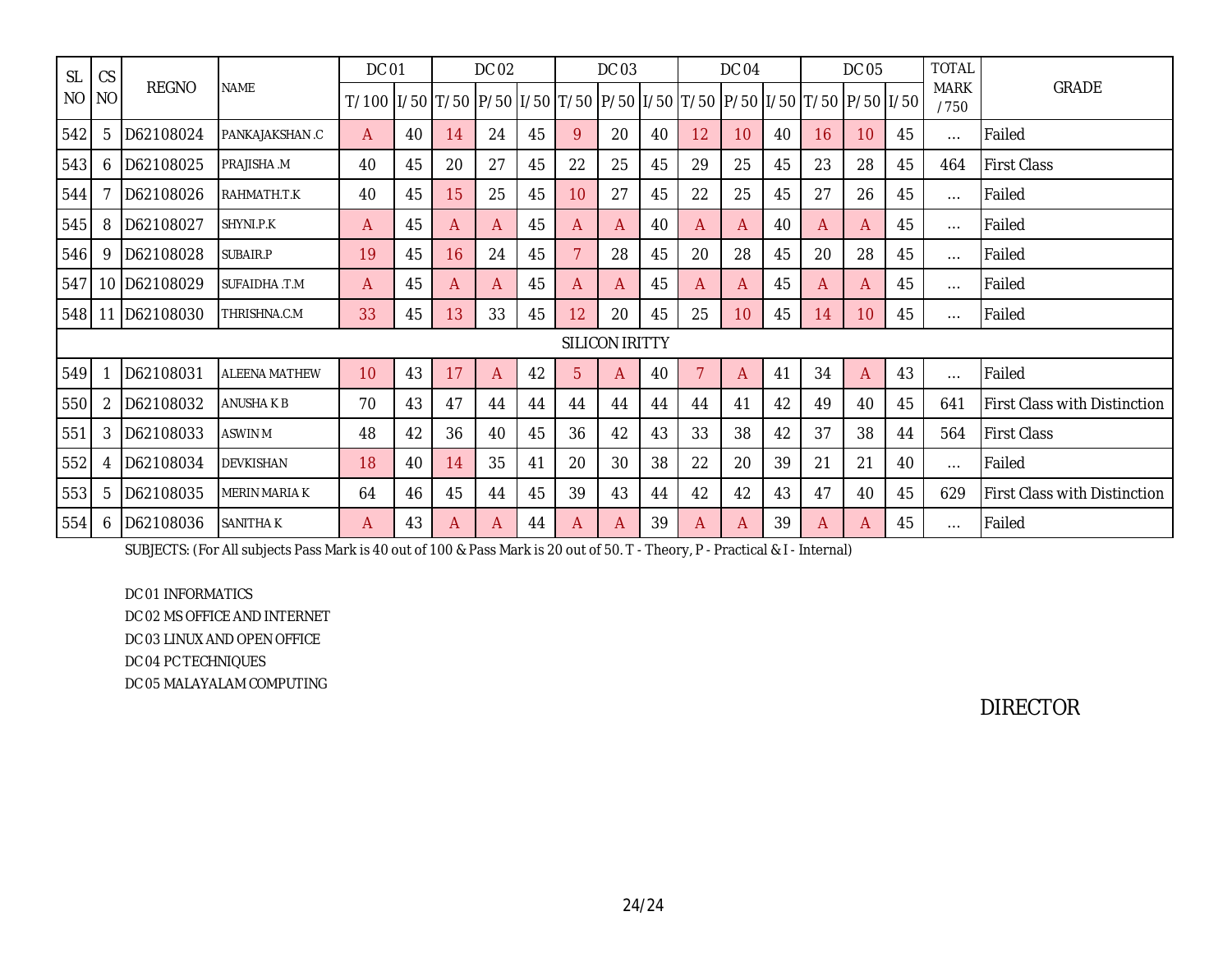| SL NO | CS NO | REGNO | NAME | DC 01 | | DC 02 | | | DC 03 | | | DC 04 | | | DC 05 | | | TOTAL MARK / 750 | GRADE |
|---|---|---|---|---|---|---|---|---|---|---|---|---|---|---|---|---|---|---|---|
| | | | | T/ 100 | I/ 50 | T/ 50 | P/ 50 | I/ 50 | T/ 50 | P/ 50 | I/ 50 | T/ 50 | P/ 50 | I/ 50 | T/ 50 | P/ 50 | I/ 50 | | |
| 542 | 5 | D62108024 | PANKAJAKSHAN .C | A | 40 | 14 | 24 | 45 | 9 | 20 | 40 | 12 | 10 | 40 | 16 | 10 | 45 | ... | Failed |
| 543 | 6 | D62108025 | PRAJISHA .M | 40 | 45 | 20 | 27 | 45 | 22 | 25 | 45 | 29 | 25 | 45 | 23 | 28 | 45 | 464 | First Class |
| 544 | 7 | D62108026 | RAHMATH.T.K | 40 | 45 | 15 | 25 | 45 | 10 | 27 | 45 | 22 | 25 | 45 | 27 | 26 | 45 | ... | Failed |
| 545 | 8 | D62108027 | SHYNI.P.K | A | 45 | A | A | 45 | A | A | 40 | A | A | 40 | A | A | 45 | ... | Failed |
| 546 | 9 | D62108028 | SUBAIR.P | 19 | 45 | 16 | 24 | 45 | 7 | 28 | 45 | 20 | 28 | 45 | 20 | 28 | 45 | ... | Failed |
| 547 | 10 | D62108029 | SUFAIDHA .T.M | A | 45 | A | A | 45 | A | A | 45 | A | A | 45 | A | A | 45 | ... | Failed |
| 548 | 11 | D62108030 | THRISHNA.C.M | 33 | 45 | 13 | 33 | 45 | 12 | 20 | 45 | 25 | 10 | 45 | 14 | 10 | 45 | ... | Failed |
| SILICON IRITTY | | | | | | | | | | | | | | | | | | | |
| 549 | 1 | D62108031 | ALEENA MATHEW | 10 | 43 | 17 | A | 42 | 5 | A | 40 | 7 | A | 41 | 34 | A | 43 | ... | Failed |
| 550 | 2 | D62108032 | ANUSHA K B | 70 | 43 | 47 | 44 | 44 | 44 | 44 | 44 | 44 | 41 | 42 | 49 | 40 | 45 | 641 | First Class with Distinction |
| 551 | 3 | D62108033 | ASWIN M | 48 | 42 | 36 | 40 | 45 | 36 | 42 | 43 | 33 | 38 | 42 | 37 | 38 | 44 | 564 | First Class |
| 552 | 4 | D62108034 | DEVKISHAN | 18 | 40 | 14 | 35 | 41 | 20 | 30 | 38 | 22 | 20 | 39 | 21 | 21 | 40 | ... | Failed |
| 553 | 5 | D62108035 | MERIN MARIA K | 64 | 46 | 45 | 44 | 45 | 39 | 43 | 44 | 42 | 42 | 43 | 47 | 40 | 45 | 629 | First Class with Distinction |
| 554 | 6 | D62108036 | SANITHA K | A | 43 | A | A | 44 | A | A | 39 | A | A | 39 | A | A | 45 | ... | Failed |

SUBJECTS: (For All subjects Pass Mark is 40 out of 100 & Pass Mark is 20 out of 50. T - Theory, P - Practical & I - Internal)

DC 01 INFORMATICS
DC 02 MS OFFICE AND INTERNET
DC 03 LINUX AND OPEN OFFICE
DC 04 PC TECHNIQUES
DC 05 MALAYALAM COMPUTING

DIRECTOR